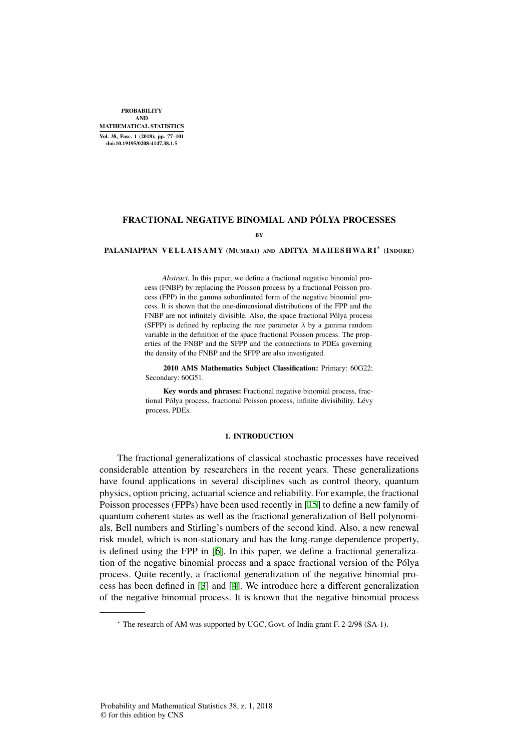# FRACTIONAL NEGATIVE BINOMIAL AND PÓLYA PROCESSES

BY

PALANIAPPAN VELLAISAMY (MUMBAI) AND ADITYA MAHESHWARI* (INDORE)

*Abstract.* In this paper, we define a fractional negative binomial process (FNBP) by replacing the Poisson process by a fractional Poisson process (FPP) in the gamma subordinated form of the negative binomial process. It is shown that the one-dimensional distributions of the FPP and the FNBP are not infinitely divisible. Also, the space fractional Pólya process (SFPP) is defined by replacing the rate parameter $\lambda$ by a gamma random variable in the definition of the space fractional Poisson process. The properties of the FNBP and the SFPP and the connections to PDEs governing the density of the FNBP and the SFPP are also investigated.

**2010 AMS Mathematics Subject Classification:** Primary: 60G22; Secondary: 60G51.

**Key words and phrases:** Fractional negative binomial process, fractional Pólya process, fractional Poisson process, infinite divisibility, Lévy process, PDEs.

## 1. INTRODUCTION

The fractional generalizations of classical stochastic processes have received considerable attention by researchers in the recent years. These generalizations have found applications in several disciplines such as control theory, quantum physics, option pricing, actuarial science and reliability. For example, the fractional Poisson processes (FPPs) have been used recently in [15] to define a new family of quantum coherent states as well as the fractional generalization of Bell polynomials, Bell numbers and Stirling's numbers of the second kind. Also, a new renewal risk model, which is non-stationary and has the long-range dependence property, is defined using the FPP in [6]. In this paper, we define a fractional generalization of the negative binomial process and a space fractional version of the Pólya process. Quite recently, a fractional generalization of the negative binomial process has been defined in [3] and [4]. We introduce here a different generalization of the negative binomial process. It is known that the negative binomial process

---

* The research of AM was supported by UGC, Govt. of India grant F. 2-2/98 (SA-1).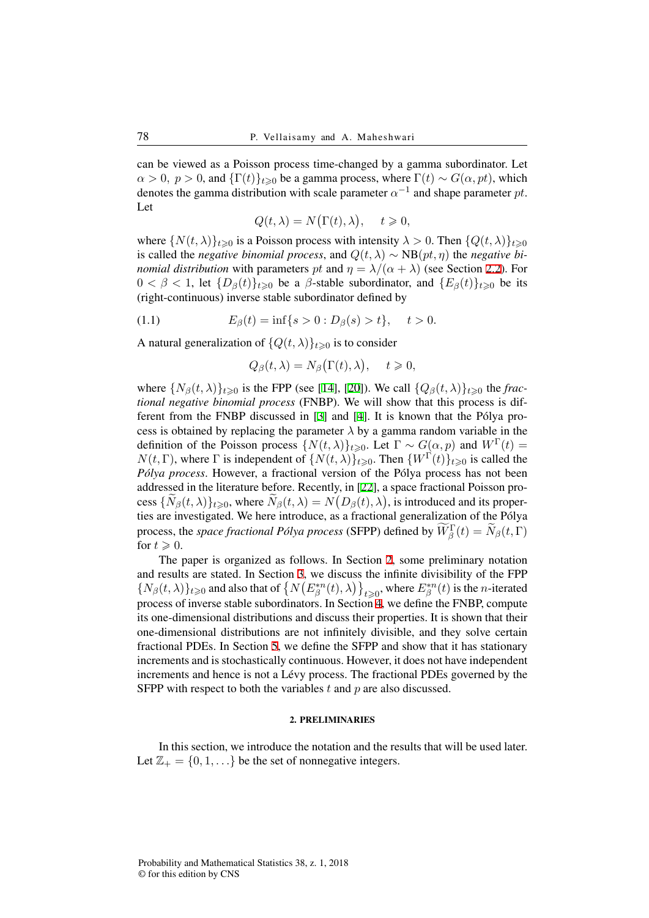can be viewed as a Poisson process time-changed by a gamma subordinator. Let $\alpha > 0,\ p > 0$, and $\{\Gamma(t)\}_{t \geqslant 0}$ be a gamma process, where $\Gamma(t) \sim G(\alpha, pt)$, which denotes the gamma distribution with scale parameter $\alpha^{-1}$ and shape parameter $pt$. Let

$$Q(t, \lambda) = N\big(\Gamma(t), \lambda\big), \quad t \geqslant 0,$$

where $\{N(t, \lambda)\}_{t \geqslant 0}$ is a Poisson process with intensity $\lambda > 0$. Then $\{Q(t, \lambda)\}_{t \geqslant 0}$ is called the *negative binomial process*, and $Q(t, \lambda) \sim \mathrm{NB}(pt, \eta)$ the *negative binomial distribution* with parameters $pt$ and $\eta = \lambda/(\alpha + \lambda)$ (see Section 2.2). For $0 < \beta < 1$, let $\{D_\beta(t)\}_{t \geqslant 0}$ be a $\beta$-stable subordinator, and $\{E_\beta(t)\}_{t \geqslant 0}$ be its (right-continuous) inverse stable subordinator defined by

$$E_\beta(t) = \inf\{s > 0 : D_\beta(s) > t\}, \quad t > 0. \tag{1.1}$$

A natural generalization of $\{Q(t, \lambda)\}_{t \geqslant 0}$ is to consider

$$Q_\beta(t, \lambda) = N_\beta\big(\Gamma(t), \lambda\big), \quad t \geqslant 0,$$

where $\{N_\beta(t, \lambda)\}_{t \geqslant 0}$ is the FPP (see [14], [20]). We call $\{Q_\beta(t, \lambda)\}_{t \geqslant 0}$ the *fractional negative binomial process* (FNBP). We will show that this process is different from the FNBP discussed in [3] and [4]. It is known that the Pólya process is obtained by replacing the parameter $\lambda$ by a gamma random variable in the definition of the Poisson process $\{N(t, \lambda)\}_{t \geqslant 0}$. Let $\Gamma \sim G(\alpha, p)$ and $W^\Gamma(t) = N(t, \Gamma)$, where $\Gamma$ is independent of $\{N(t, \lambda)\}_{t \geqslant 0}$. Then $\{W^\Gamma(t)\}_{t \geqslant 0}$ is called the *Pólya process*. However, a fractional version of the Pólya process has not been addressed in the literature before. Recently, in [22], a space fractional Poisson process $\{\widetilde{N}_\beta(t, \lambda)\}_{t \geqslant 0}$, where $\widetilde{N}_\beta(t, \lambda) = N\big(D_\beta(t), \lambda\big)$, is introduced and its properties are investigated. We here introduce, as a fractional generalization of the Pólya process, the *space fractional Pólya process* (SFPP) defined by $\widetilde{W}_\beta^\Gamma(t) = \widetilde{N}_\beta(t, \Gamma)$ for $t \geqslant 0$.

The paper is organized as follows. In Section 2, some preliminary notation and results are stated. In Section 3, we discuss the infinite divisibility of the FPP $\{N_\beta(t, \lambda)\}_{t \geqslant 0}$ and also that of $\big\{N\big(E_\beta^{*n}(t), \lambda\big)\big\}_{t \geqslant 0}$, where $E_\beta^{*n}(t)$ is the $n$-iterated process of inverse stable subordinators. In Section 4, we define the FNBP, compute its one-dimensional distributions and discuss their properties. It is shown that their one-dimensional distributions are not infinitely divisible, and they solve certain fractional PDEs. In Section 5, we define the SFPP and show that it has stationary increments and is stochastically continuous. However, it does not have independent increments and hence is not a Lévy process. The fractional PDEs governed by the SFPP with respect to both the variables $t$ and $p$ are also discussed.

## 2. PRELIMINARIES

In this section, we introduce the notation and the results that will be used later. Let $\mathbb{Z}_+ = \{0, 1, \ldots\}$ be the set of nonnegative integers.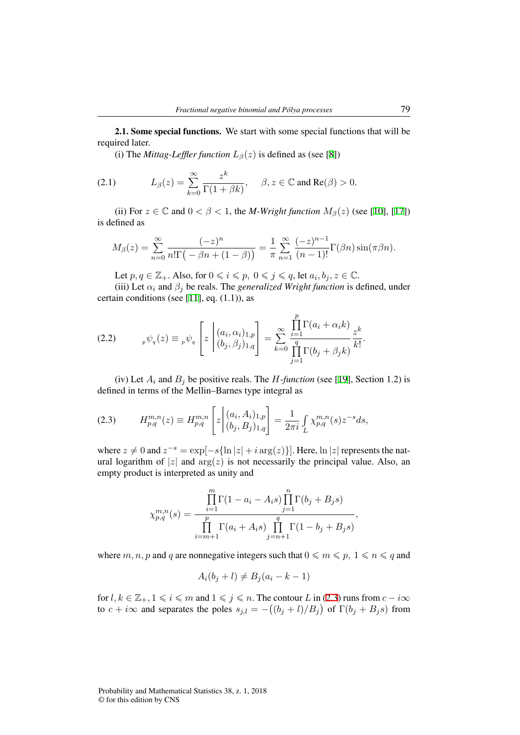**2.1. Some special functions.** We start with some special functions that will be required later.

(i) The *Mittag-Leffler function* $L_\beta(z)$ is defined as (see [8])

$$L_\beta(z) = \sum_{k=0}^{\infty} \frac{z^k}{\Gamma(1+\beta k)}, \quad \beta, z \in \mathbb{C} \text{ and } \mathrm{Re}(\beta) > 0. \tag{2.1}$$

(ii) For $z \in \mathbb{C}$ and $0 < \beta < 1$, the *M-Wright function* $M_\beta(z)$ (see [10], [17]) is defined as

$$M_\beta(z) = \sum_{n=0}^{\infty} \frac{(-z)^n}{n!\Gamma\big(-\beta n + (1-\beta)\big)} = \frac{1}{\pi} \sum_{n=1}^{\infty} \frac{(-z)^{n-1}}{(n-1)!} \Gamma(\beta n) \sin(\pi \beta n).$$

Let $p, q \in \mathbb{Z}_+$. Also, for $0 \leqslant i \leqslant p$, $0 \leqslant j \leqslant q$, let $a_i, b_j, z \in \mathbb{C}$.

(iii) Let $\alpha_i$ and $\beta_j$ be reals. The *generalized Wright function* is defined, under certain conditions (see [11], eq. (1.1)), as

$$ {}_p\psi_q(z) \equiv {}_p\psi_q \left[ z \,\middle|\, \begin{matrix} (a_i, \alpha_i)_{1,p} \\ (b_j, \beta_j)_{1,q} \end{matrix} \right] = \sum_{k=0}^{\infty} \frac{\prod_{i=1}^{p} \Gamma(a_i + \alpha_i k)}{\prod_{j=1}^{q} \Gamma(b_j + \beta_j k)} \frac{z^k}{k!}. \tag{2.2}$$

(iv) Let $A_i$ and $B_j$ be positive reals. The $H$*-function* (see [19], Section 1.2) is defined in terms of the Mellin–Barnes type integral as

$$H^{m,n}_{p,q}(z) \equiv H^{m,n}_{p,q} \left[ z \,\middle|\, \begin{matrix} (a_i, A_i)_{1,p} \\ (b_j, B_j)_{1,q} \end{matrix} \right] = \frac{1}{2\pi i} \int_L \chi^{m,n}_{p,q}(s) z^{-s} ds, \tag{2.3}$$

where $z \neq 0$ and $z^{-s} = \exp[-s\{\ln|z| + i \arg(z)\}]$. Here, $\ln|z|$ represents the natural logarithm of $|z|$ and $\arg(z)$ is not necessarily the principal value. Also, an empty product is interpreted as unity and

$$\chi^{m,n}_{p,q}(s) = \frac{\prod_{i=1}^{m} \Gamma(1 - a_i - A_i s) \prod_{j=1}^{n} \Gamma(b_j + B_j s)}{\prod_{i=m+1}^{p} \Gamma(a_i + A_i s) \prod_{j=n+1}^{q} \Gamma(1 - b_j + B_j s)},$$

where $m, n, p$ and $q$ are nonnegative integers such that $0 \leqslant m \leqslant p$, $1 \leqslant n \leqslant q$ and

$$A_i(b_j + l) \neq B_j(a_i - k - 1)$$

for $l, k \in \mathbb{Z}_+$, $1 \leqslant i \leqslant m$ and $1 \leqslant j \leqslant n$. The contour $L$ in (2.3) runs from $c - i\infty$ to $c + i\infty$ and separates the poles $s_{j,l} = -\big((b_j + l)/B_j\big)$ of $\Gamma(b_j + B_j s)$ from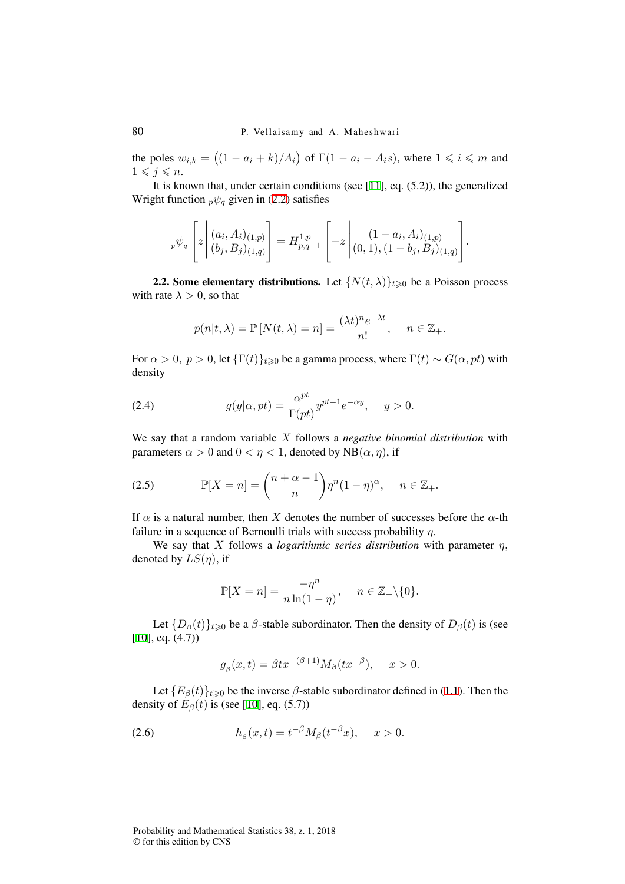the poles $w_{i,k} = \big((1 - a_i + k)/A_i\big)$ of $\Gamma(1 - a_i - A_i s)$, where $1 \leqslant i \leqslant m$ and $1 \leqslant j \leqslant n$.

It is known that, under certain conditions (see [11], eq. (5.2)), the generalized Wright function ${}_p\psi_q$ given in (2.2) satisfies

$$
{}_p\psi_q \left[ z \,\middle|\, \begin{matrix} (a_i, A_i)_{(1,p)} \\ (b_j, B_j)_{(1,q)} \end{matrix} \right] = H^{1,p}_{p,q+1} \left[ -z \,\middle|\, \begin{matrix} (1 - a_i, A_i)_{(1,p)} \\ (0,1), (1 - b_j, B_j)_{(1,q)} \end{matrix} \right].
$$

**2.2. Some elementary distributions.** Let $\{N(t,\lambda)\}_{t \geqslant 0}$ be a Poisson process with rate $\lambda > 0$, so that

$$
p(n|t,\lambda) = \mathbb{P}\left[N(t,\lambda) = n\right] = \frac{(\lambda t)^n e^{-\lambda t}}{n!}, \quad n \in \mathbb{Z}_+.
$$

For $\alpha > 0,\ p > 0$, let $\{\Gamma(t)\}_{t \geqslant 0}$ be a gamma process, where $\Gamma(t) \sim G(\alpha, pt)$ with density

$$
g(y|\alpha, pt) = \frac{\alpha^{pt}}{\Gamma(pt)} y^{pt-1} e^{-\alpha y}, \quad y > 0. \tag{2.4}
$$

We say that a random variable $X$ follows a *negative binomial distribution* with parameters $\alpha > 0$ and $0 < \eta < 1$, denoted by $\mathrm{NB}(\alpha, \eta)$, if

$$
\mathbb{P}[X = n] = \binom{n + \alpha - 1}{n} \eta^n (1 - \eta)^\alpha, \quad n \in \mathbb{Z}_+. \tag{2.5}
$$

If $\alpha$ is a natural number, then $X$ denotes the number of successes before the $\alpha$-th failure in a sequence of Bernoulli trials with success probability $\eta$.

We say that $X$ follows a *logarithmic series distribution* with parameter $\eta$, denoted by $LS(\eta)$, if

$$
\mathbb{P}[X = n] = \frac{-\eta^n}{n \ln(1 - \eta)}, \quad n \in \mathbb{Z}_+ \backslash \{0\}.
$$

Let $\{D_\beta(t)\}_{t \geqslant 0}$ be a $\beta$-stable subordinator. Then the density of $D_\beta(t)$ is (see [10], eq. (4.7))

$$
g_\beta(x,t) = \beta t x^{-(\beta+1)} M_\beta(t x^{-\beta}), \quad x > 0.
$$

Let $\{E_\beta(t)\}_{t \geqslant 0}$ be the inverse $\beta$-stable subordinator defined in (1.1). Then the density of $E_\beta(t)$ is (see [10], eq. (5.7))

$$
h_\beta(x,t) = t^{-\beta} M_\beta(t^{-\beta} x), \quad x > 0. \tag{2.6}
$$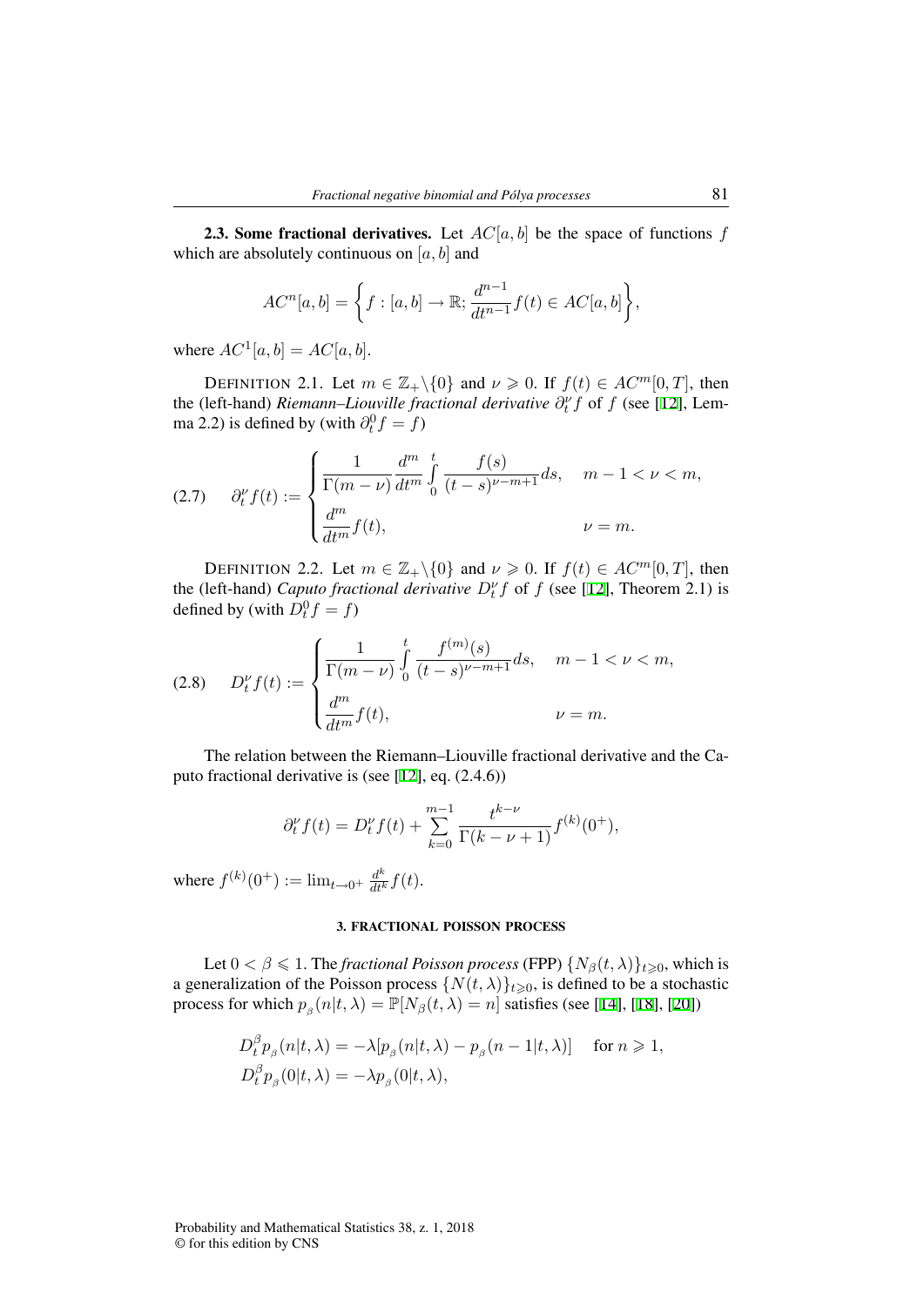**2.3. Some fractional derivatives.** Let $AC[a,b]$ be the space of functions $f$ which are absolutely continuous on $[a,b]$ and

$$AC^n[a,b] = \left\{ f : [a,b] \to \mathbb{R}; \frac{d^{n-1}}{dt^{n-1}} f(t) \in AC[a,b] \right\},$$

where $AC^1[a,b] = AC[a,b]$.

DEFINITION 2.1. Let $m \in \mathbb{Z}_+ \backslash \{0\}$ and $\nu \geqslant 0$. If $f(t) \in AC^m[0,T]$, then the (left-hand) *Riemann–Liouville fractional derivative* $\partial_t^\nu f$ of $f$ (see [12], Lemma 2.2) is defined by (with $\partial_t^0 f = f$)

$$(2.7) \quad \partial_t^\nu f(t) := \begin{cases} \dfrac{1}{\Gamma(m-\nu)} \dfrac{d^m}{dt^m} \displaystyle\int_0^t \frac{f(s)}{(t-s)^{\nu-m+1}} ds, & m-1 < \nu < m, \\ \dfrac{d^m}{dt^m} f(t), & \nu = m. \end{cases}$$

DEFINITION 2.2. Let $m \in \mathbb{Z}_+ \backslash \{0\}$ and $\nu \geqslant 0$. If $f(t) \in AC^m[0,T]$, then the (left-hand) *Caputo fractional derivative* $D_t^\nu f$ of $f$ (see [12], Theorem 2.1) is defined by (with $D_t^0 f = f$)

$$(2.8) \quad D_t^\nu f(t) := \begin{cases} \dfrac{1}{\Gamma(m-\nu)} \displaystyle\int_0^t \frac{f^{(m)}(s)}{(t-s)^{\nu-m+1}} ds, & m-1 < \nu < m, \\ \dfrac{d^m}{dt^m} f(t), & \nu = m. \end{cases}$$

The relation between the Riemann–Liouville fractional derivative and the Caputo fractional derivative is (see [12], eq. (2.4.6))

$$\partial_t^\nu f(t) = D_t^\nu f(t) + \sum_{k=0}^{m-1} \frac{t^{k-\nu}}{\Gamma(k-\nu+1)} f^{(k)}(0^+),$$

where $f^{(k)}(0^+) := \lim_{t \to 0^+} \frac{d^k}{dt^k} f(t)$.

## 3. FRACTIONAL POISSON PROCESS

Let $0 < \beta \leqslant 1$. The *fractional Poisson process* (FPP) $\{N_\beta(t,\lambda)\}_{t \geqslant 0}$, which is a generalization of the Poisson process $\{N(t,\lambda)\}_{t \geqslant 0}$, is defined to be a stochastic process for which $p_\beta(n|t,\lambda) = \mathbb{P}[N_\beta(t,\lambda) = n]$ satisfies (see [14], [18], [20])

$$\begin{aligned} D_t^\beta p_\beta(n|t,\lambda) &= -\lambda[p_\beta(n|t,\lambda) - p_\beta(n-1|t,\lambda)] \quad \text{for } n \geqslant 1, \\ D_t^\beta p_\beta(0|t,\lambda) &= -\lambda p_\beta(0|t,\lambda), \end{aligned}$$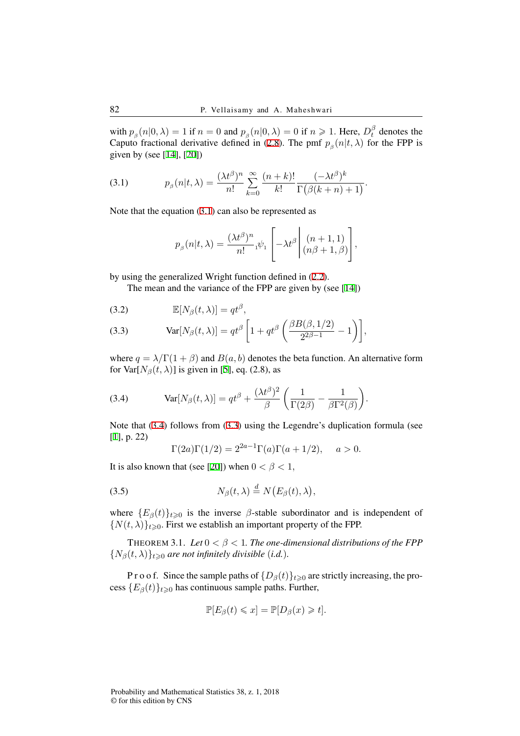with $p_{\beta}(n|0,\lambda) = 1$ if $n = 0$ and $p_{\beta}(n|0,\lambda) = 0$ if $n \geqslant 1$. Here, $D_t^{\beta}$ denotes the Caputo fractional derivative defined in (2.8). The pmf $p_{\beta}(n|t,\lambda)$ for the FPP is given by (see [14], [20])

$$p_{\beta}(n|t,\lambda) = \frac{(\lambda t^{\beta})^n}{n!} \sum_{k=0}^{\infty} \frac{(n+k)!}{k!} \frac{(-\lambda t^{\beta})^k}{\Gamma\big(\beta(k+n)+1\big)}. \tag{3.1}$$

Note that the equation (3.1) can also be represented as

$$p_{\beta}(n|t,\lambda) = \frac{(\lambda t^{\beta})^n}{n!} {}_1\psi_1 \left[ -\lambda t^{\beta} \middle| \begin{matrix} (n+1,1) \\ (n\beta+1,\beta) \end{matrix} \right],$$

by using the generalized Wright function defined in (2.2).

The mean and the variance of the FPP are given by (see [14])

$$\mathbb{E}[N_{\beta}(t,\lambda)] = qt^{\beta}, \tag{3.2}$$

$$\mathrm{Var}[N_{\beta}(t,\lambda)] = qt^{\beta}\left[1 + qt^{\beta}\left(\frac{\beta B(\beta,1/2)}{2^{2\beta-1}} - 1\right)\right], \tag{3.3}$$

where $q = \lambda/\Gamma(1+\beta)$ and $B(a,b)$ denotes the beta function. An alternative form for $\mathrm{Var}[N_{\beta}(t,\lambda)]$ is given in [5], eq. (2.8), as

$$\mathrm{Var}[N_{\beta}(t,\lambda)] = qt^{\beta} + \frac{(\lambda t^{\beta})^2}{\beta}\left(\frac{1}{\Gamma(2\beta)} - \frac{1}{\beta\Gamma^2(\beta)}\right). \tag{3.4}$$

Note that (3.4) follows from (3.3) using the Legendre's duplication formula (see [1], p. 22)

$$\Gamma(2a)\Gamma(1/2) = 2^{2a-1}\Gamma(a)\Gamma(a+1/2), \quad a > 0.$$

It is also known that (see [20]) when $0 < \beta < 1$,

$$N_{\beta}(t,\lambda) \stackrel{d}{=} N\big(E_{\beta}(t),\lambda\big), \tag{3.5}$$

where $\{E_{\beta}(t)\}_{t\geqslant 0}$ is the inverse $\beta$-stable subordinator and is independent of $\{N(t,\lambda)\}_{t\geqslant 0}$. First we establish an important property of the FPP.

THEOREM 3.1. *Let $0 < \beta < 1$. The one-dimensional distributions of the FPP $\{N_{\beta}(t,\lambda)\}_{t\geqslant 0}$ are not infinitely divisible (i.d.).*

Proof. Since the sample paths of $\{D_{\beta}(t)\}_{t\geqslant 0}$ are strictly increasing, the process $\{E_{\beta}(t)\}_{t\geqslant 0}$ has continuous sample paths. Further,

$$\mathbb{P}[E_{\beta}(t) \leqslant x] = \mathbb{P}[D_{\beta}(x) \geqslant t].$$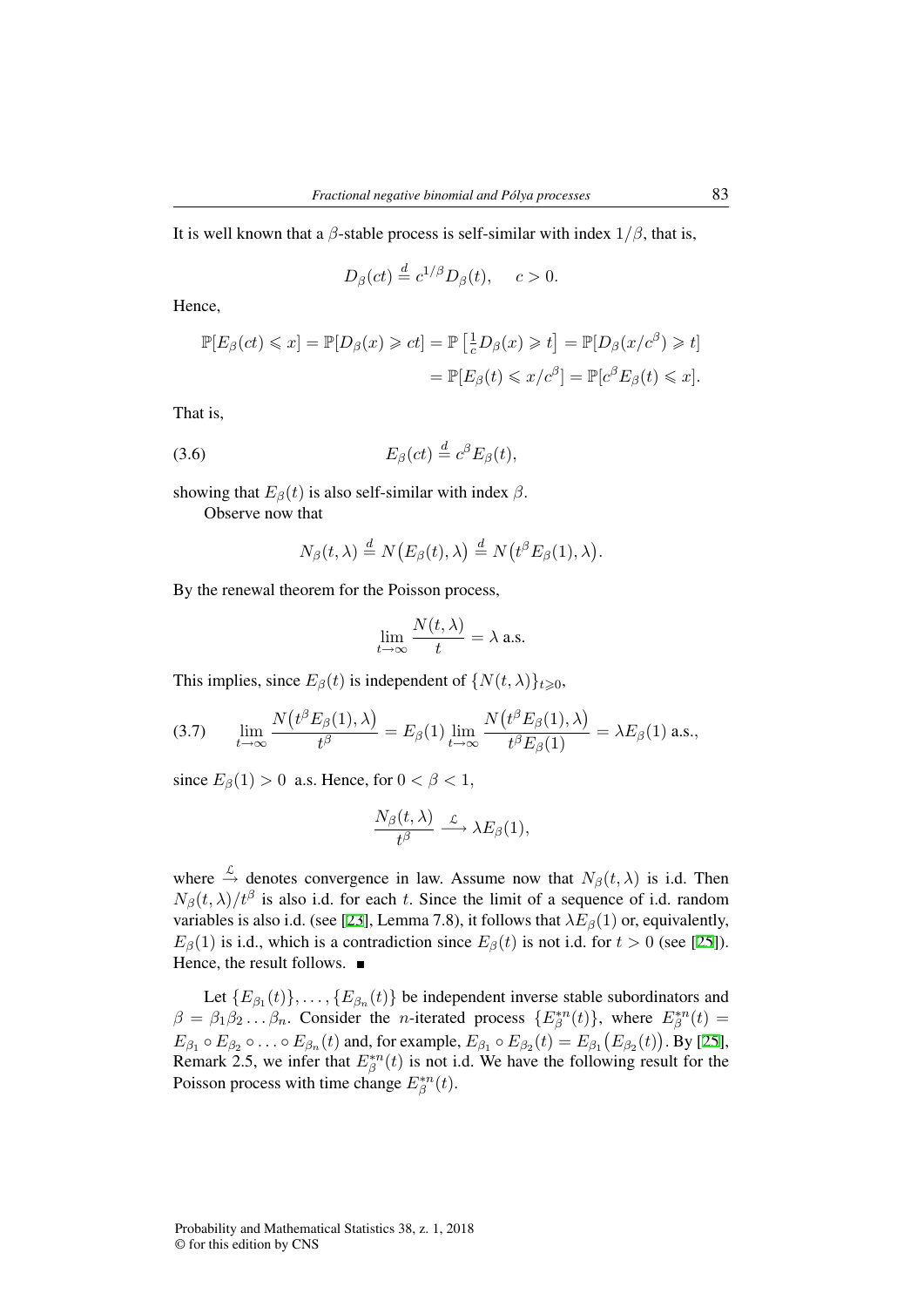It is well known that a $\beta$-stable process is self-similar with index $1/\beta$, that is,

$$D_\beta(ct) \stackrel{d}{=} c^{1/\beta} D_\beta(t), \quad c > 0.$$

Hence,

$$\begin{aligned}\mathbb{P}[E_\beta(ct) \leqslant x] = \mathbb{P}[D_\beta(x) \geqslant ct] = \mathbb{P}\left[\tfrac{1}{c} D_\beta(x) \geqslant t\right] = \mathbb{P}[D_\beta(x/c^\beta) \geqslant t] \\ = \mathbb{P}[E_\beta(t) \leqslant x/c^\beta] = \mathbb{P}[c^\beta E_\beta(t) \leqslant x].\end{aligned}$$

That is,

$$E_\beta(ct) \stackrel{d}{=} c^\beta E_\beta(t), \tag{3.6}$$

showing that $E_\beta(t)$ is also self-similar with index $\beta$.

Observe now that

$$N_\beta(t,\lambda) \stackrel{d}{=} N\big(E_\beta(t), \lambda\big) \stackrel{d}{=} N\big(t^\beta E_\beta(1), \lambda\big).$$

By the renewal theorem for the Poisson process,

$$\lim_{t\to\infty} \frac{N(t,\lambda)}{t} = \lambda \text{ a.s.}$$

This implies, since $E_\beta(t)$ is independent of $\{N(t,\lambda)\}_{t\geqslant 0}$,

$$\lim_{t\to\infty} \frac{N\big(t^\beta E_\beta(1), \lambda\big)}{t^\beta} = E_\beta(1) \lim_{t\to\infty} \frac{N\big(t^\beta E_\beta(1), \lambda\big)}{t^\beta E_\beta(1)} = \lambda E_\beta(1) \text{ a.s.}, \tag{3.7}$$

since $E_\beta(1) > 0$ a.s. Hence, for $0 < \beta < 1$,

$$\frac{N_\beta(t,\lambda)}{t^\beta} \xrightarrow{\mathcal{L}} \lambda E_\beta(1),$$

where $\xrightarrow{\mathcal{L}}$ denotes convergence in law. Assume now that $N_\beta(t,\lambda)$ is i.d. Then $N_\beta(t,\lambda)/t^\beta$ is also i.d. for each $t$. Since the limit of a sequence of i.d. random variables is also i.d. (see [23], Lemma 7.8), it follows that $\lambda E_\beta(1)$ or, equivalently, $E_\beta(1)$ is i.d., which is a contradiction since $E_\beta(t)$ is not i.d. for $t > 0$ (see [25]). Hence, the result follows. ■

Let $\{E_{\beta_1}(t)\}, \ldots, \{E_{\beta_n}(t)\}$ be independent inverse stable subordinators and $\beta = \beta_1\beta_2\ldots\beta_n$. Consider the $n$-iterated process $\{E_\beta^{*n}(t)\}$, where $E_\beta^{*n}(t) = E_{\beta_1} \circ E_{\beta_2} \circ \ldots \circ E_{\beta_n}(t)$ and, for example, $E_{\beta_1} \circ E_{\beta_2}(t) = E_{\beta_1}\big(E_{\beta_2}(t)\big)$. By [25], Remark 2.5, we infer that $E_\beta^{*n}(t)$ is not i.d. We have the following result for the Poisson process with time change $E_\beta^{*n}(t)$.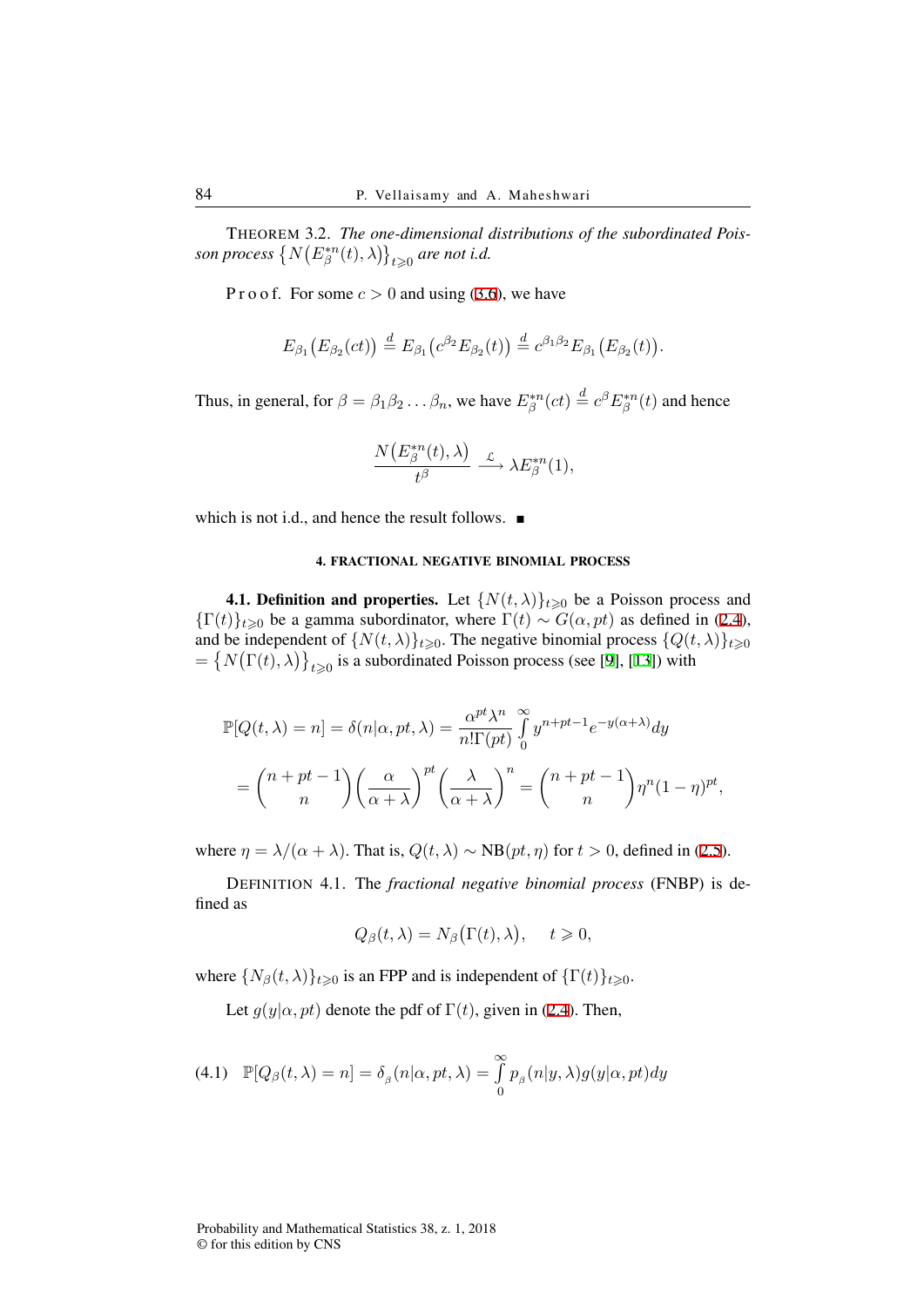THEOREM 3.2. *The one-dimensional distributions of the subordinated Poisson process* $\{N(E_\beta^{*n}(t),\lambda)\}_{t\geqslant 0}$ *are not i.d.*

P r o o f. For some $c>0$ and using (3.6), we have

$$E_{\beta_1}\big(E_{\beta_2}(ct)\big) \overset{d}{=} E_{\beta_1}\big(c^{\beta_2}E_{\beta_2}(t)\big) \overset{d}{=} c^{\beta_1\beta_2}E_{\beta_1}\big(E_{\beta_2}(t)\big).$$

Thus, in general, for $\beta=\beta_1\beta_2\ldots\beta_n$, we have $E_\beta^{*n}(ct)\overset{d}{=}c^\beta E_\beta^{*n}(t)$ and hence

$$\frac{N\big(E_\beta^{*n}(t),\lambda\big)}{t^\beta} \xrightarrow{\mathcal{L}} \lambda E_\beta^{*n}(1),$$

which is not i.d., and hence the result follows. ∎

## 4. FRACTIONAL NEGATIVE BINOMIAL PROCESS

**4.1. Definition and properties.** Let $\{N(t,\lambda)\}_{t\geqslant 0}$ be a Poisson process and $\{\Gamma(t)\}_{t\geqslant 0}$ be a gamma subordinator, where $\Gamma(t)\sim G(\alpha,pt)$ as defined in (2.4), and be independent of $\{N(t,\lambda)\}_{t\geqslant 0}$. The negative binomial process $\{Q(t,\lambda)\}_{t\geqslant 0}$ $=\{N(\Gamma(t),\lambda)\}_{t\geqslant 0}$ is a subordinated Poisson process (see [9], [13]) with

$$\begin{aligned}
\mathbb{P}[Q(t,\lambda)=n] &= \delta(n|\alpha,pt,\lambda) = \frac{\alpha^{pt}\lambda^n}{n!\Gamma(pt)}\int_0^\infty y^{n+pt-1}e^{-y(\alpha+\lambda)}dy \\
&= \binom{n+pt-1}{n}\left(\frac{\alpha}{\alpha+\lambda}\right)^{pt}\left(\frac{\lambda}{\alpha+\lambda}\right)^n = \binom{n+pt-1}{n}\eta^n(1-\eta)^{pt},
\end{aligned}$$

where $\eta=\lambda/(\alpha+\lambda)$. That is, $Q(t,\lambda)\sim \mathrm{NB}(pt,\eta)$ for $t>0$, defined in (2.5).

DEFINITION 4.1. The *fractional negative binomial process* (FNBP) is defined as

$$Q_\beta(t,\lambda)=N_\beta\big(\Gamma(t),\lambda\big),\quad t\geqslant 0,$$

where $\{N_\beta(t,\lambda)\}_{t\geqslant 0}$ is an FPP and is independent of $\{\Gamma(t)\}_{t\geqslant 0}$.

Let $g(y|\alpha,pt)$ denote the pdf of $\Gamma(t)$, given in (2.4). Then,

$$\mathbb{P}[Q_\beta(t,\lambda)=n] = \delta_\beta(n|\alpha,pt,\lambda)=\int_0^\infty p_\beta(n|y,\lambda)g(y|\alpha,pt)dy \tag{4.1}$$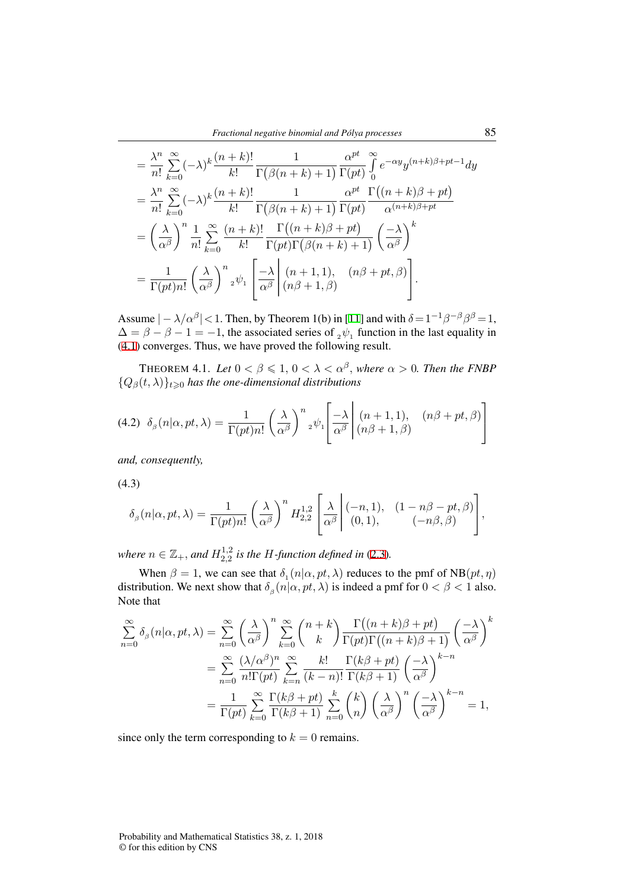$$
\begin{aligned}
&= \frac{\lambda^n}{n!} \sum_{k=0}^{\infty} (-\lambda)^k \frac{(n+k)!}{k!} \frac{1}{\Gamma\big(\beta(n+k)+1\big)} \frac{\alpha^{pt}}{\Gamma(pt)} \int_0^{\infty} e^{-\alpha y} y^{(n+k)\beta+pt-1} dy \\
&= \frac{\lambda^n}{n!} \sum_{k=0}^{\infty} (-\lambda)^k \frac{(n+k)!}{k!} \frac{1}{\Gamma\big(\beta(n+k)+1\big)} \frac{\alpha^{pt}}{\Gamma(pt)} \frac{\Gamma\big((n+k)\beta+pt\big)}{\alpha^{(n+k)\beta+pt}} \\
&= \left(\frac{\lambda}{\alpha^{\beta}}\right)^n \frac{1}{n!} \sum_{k=0}^{\infty} \frac{(n+k)!}{k!} \frac{\Gamma\big((n+k)\beta+pt\big)}{\Gamma(pt)\Gamma\big(\beta(n+k)+1\big)} \left(\frac{-\lambda}{\alpha^{\beta}}\right)^k \\
&= \frac{1}{\Gamma(pt)n!} \left(\frac{\lambda}{\alpha^{\beta}}\right)^n {}_2\psi_1 \left[ \frac{-\lambda}{\alpha^{\beta}} \middle| \begin{matrix} (n+1,1), & (n\beta+pt,\beta) \\ (n\beta+1,\beta) & \end{matrix} \right].
\end{aligned}
$$

Assume $|-\lambda/\alpha^{\beta}|<1$. Then, by Theorem 1(b) in [11] and with $\delta=1^{-1}\beta^{-\beta}\beta^{\beta}=1$, $\Delta=\beta-\beta-1=-1$, the associated series of ${}_2\psi_1$ function in the last equality in (4.1) converges. Thus, we have proved the following result.

THEOREM 4.1. *Let $0<\beta\leqslant 1$, $0<\lambda<\alpha^{\beta}$, where $\alpha>0$. Then the FNBP $\{Q_{\beta}(t,\lambda)\}_{t\geqslant 0}$ has the one-dimensional distributions*

$$
(4.2)\quad \delta_{\beta}(n|\alpha,pt,\lambda) = \frac{1}{\Gamma(pt)n!} \left(\frac{\lambda}{\alpha^{\beta}}\right)^n {}_2\psi_1 \left[ \frac{-\lambda}{\alpha^{\beta}} \middle| \begin{matrix} (n+1,1), & (n\beta+pt,\beta) \\ (n\beta+1,\beta) & \end{matrix} \right]
$$

*and, consequently,*

(4.3)

$$
\delta_{\beta}(n|\alpha,pt,\lambda) = \frac{1}{\Gamma(pt)n!} \left(\frac{\lambda}{\alpha^{\beta}}\right)^n H_{2,2}^{1,2} \left[ \frac{\lambda}{\alpha^{\beta}} \middle| \begin{matrix} (-n,1), & (1-n\beta-pt,\beta) \\ (0,1), & (-n\beta,\beta) \end{matrix} \right],
$$

*where $n\in\mathbb{Z}_+$, and $H_{2,2}^{1,2}$ is the $H$-function defined in (2.3).*

When $\beta=1$, we can see that $\delta_1(n|\alpha,pt,\lambda)$ reduces to the pmf of $\mathrm{NB}(pt,\eta)$ distribution. We next show that $\delta_{\beta}(n|\alpha,pt,\lambda)$ is indeed a pmf for $0<\beta<1$ also. Note that

$$
\begin{aligned}
\sum_{n=0}^{\infty} \delta_{\beta}(n|\alpha,pt,\lambda) &= \sum_{n=0}^{\infty} \left(\frac{\lambda}{\alpha^{\beta}}\right)^n \sum_{k=0}^{\infty} \binom{n+k}{k} \frac{\Gamma\big((n+k)\beta+pt\big)}{\Gamma(pt)\Gamma\big((n+k)\beta+1\big)} \left(\frac{-\lambda}{\alpha^{\beta}}\right)^k \\
&= \sum_{n=0}^{\infty} \frac{(\lambda/\alpha^{\beta})^n}{n!\Gamma(pt)} \sum_{k=n}^{\infty} \frac{k!}{(k-n)!} \frac{\Gamma(k\beta+pt)}{\Gamma(k\beta+1)} \left(\frac{-\lambda}{\alpha^{\beta}}\right)^{k-n} \\
&= \frac{1}{\Gamma(pt)} \sum_{k=0}^{\infty} \frac{\Gamma(k\beta+pt)}{\Gamma(k\beta+1)} \sum_{n=0}^{k} \binom{k}{n} \left(\frac{\lambda}{\alpha^{\beta}}\right)^n \left(\frac{-\lambda}{\alpha^{\beta}}\right)^{k-n} = 1,
\end{aligned}
$$

since only the term corresponding to $k=0$ remains.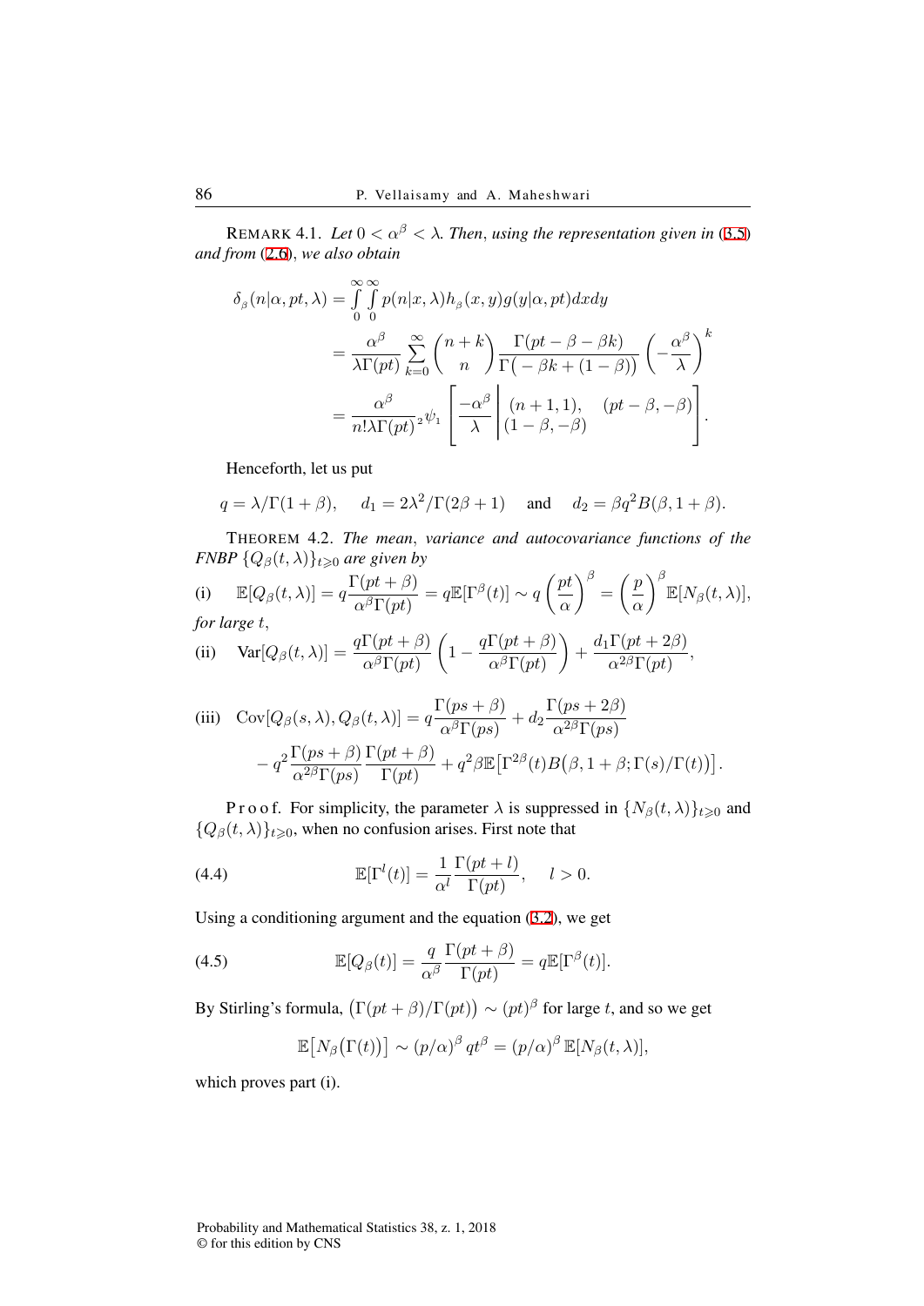REMARK 4.1. *Let $0 < \alpha^{\beta} < \lambda$. Then, using the representation given in* (3.5) *and from* (2.6), *we also obtain*

$$
\begin{aligned}
\delta_{\beta}(n|\alpha, pt, \lambda) &= \int_0^{\infty}\int_0^{\infty} p(n|x,\lambda) h_{\beta}(x,y) g(y|\alpha, pt)\,dx\,dy \\
&= \frac{\alpha^{\beta}}{\lambda \Gamma(pt)} \sum_{k=0}^{\infty} \binom{n+k}{n} \frac{\Gamma(pt-\beta-\beta k)}{\Gamma\big(-\beta k + (1-\beta)\big)} \left(-\frac{\alpha^{\beta}}{\lambda}\right)^{k} \\
&= \frac{\alpha^{\beta}}{n!\lambda \Gamma(pt)}\, {}_2\psi_1 \left[ \frac{-\alpha^{\beta}}{\lambda} \middle| \begin{matrix} (n+1,1), & (pt-\beta,-\beta) \\ (1-\beta,-\beta) & \end{matrix} \right].
\end{aligned}
$$

Henceforth, let us put

$$
q = \lambda/\Gamma(1+\beta), \quad d_1 = 2\lambda^2/\Gamma(2\beta+1) \quad \text{and} \quad d_2 = \beta q^2 B(\beta, 1+\beta).
$$

THEOREM 4.2. *The mean, variance and autocovariance functions of the FNBP $\{Q_{\beta}(t,\lambda)\}_{t \geqslant 0}$ are given by*

(i) $\quad \mathbb{E}[Q_{\beta}(t,\lambda)] = q\dfrac{\Gamma(pt+\beta)}{\alpha^{\beta}\Gamma(pt)} = q\mathbb{E}[\Gamma^{\beta}(t)] \sim q\left(\dfrac{pt}{\alpha}\right)^{\beta} = \left(\dfrac{p}{\alpha}\right)^{\beta}\mathbb{E}[N_{\beta}(t,\lambda)],$

*for large $t$,*

(ii) $\quad \mathrm{Var}[Q_{\beta}(t,\lambda)] = \dfrac{q\Gamma(pt+\beta)}{\alpha^{\beta}\Gamma(pt)}\left(1 - \dfrac{q\Gamma(pt+\beta)}{\alpha^{\beta}\Gamma(pt)}\right) + \dfrac{d_1\Gamma(pt+2\beta)}{\alpha^{2\beta}\Gamma(pt)},$

$$
\begin{aligned}
\text{(iii)} \quad \mathrm{Cov}[Q_{\beta}(s,\lambda), Q_{\beta}(t,\lambda)] &= q\frac{\Gamma(ps+\beta)}{\alpha^{\beta}\Gamma(ps)} + d_2\frac{\Gamma(ps+2\beta)}{\alpha^{2\beta}\Gamma(ps)} \\
&\quad - q^2\frac{\Gamma(ps+\beta)}{\alpha^{2\beta}\Gamma(ps)}\frac{\Gamma(pt+\beta)}{\Gamma(pt)} + q^2\beta\mathbb{E}\big[\Gamma^{2\beta}(t)B\big(\beta, 1+\beta; \Gamma(s)/\Gamma(t)\big)\big].
\end{aligned}
$$

Proof. For simplicity, the parameter $\lambda$ is suppressed in $\{N_{\beta}(t,\lambda)\}_{t \geqslant 0}$ and $\{Q_{\beta}(t,\lambda)\}_{t \geqslant 0}$, when no confusion arises. First note that

$$
\mathbb{E}[\Gamma^{l}(t)] = \frac{1}{\alpha^{l}}\frac{\Gamma(pt+l)}{\Gamma(pt)}, \quad l > 0. \tag{4.4}
$$

Using a conditioning argument and the equation (3.2), we get

$$
\mathbb{E}[Q_{\beta}(t)] = \frac{q}{\alpha^{\beta}}\frac{\Gamma(pt+\beta)}{\Gamma(pt)} = q\mathbb{E}[\Gamma^{\beta}(t)]. \tag{4.5}
$$

By Stirling's formula, $\big(\Gamma(pt+\beta)/\Gamma(pt)\big) \sim (pt)^{\beta}$ for large $t$, and so we get

$$
\mathbb{E}\big[N_{\beta}\big(\Gamma(t)\big)\big] \sim (p/\alpha)^{\beta} qt^{\beta} = (p/\alpha)^{\beta}\mathbb{E}[N_{\beta}(t,\lambda)],
$$

which proves part (i).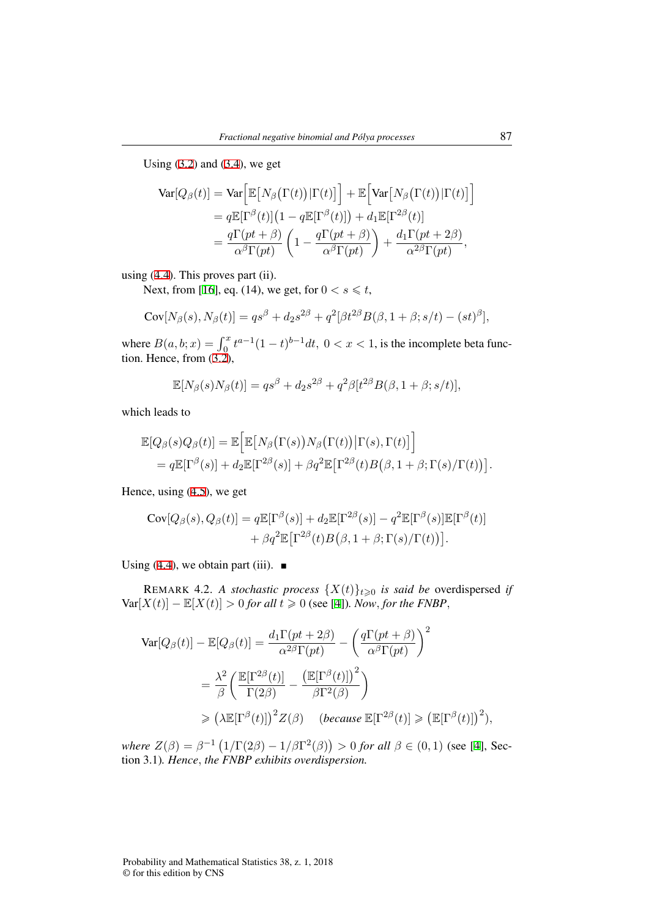Using (3.2) and (3.4), we get

$$\begin{aligned}
\mathrm{Var}[Q_\beta(t)] &= \mathrm{Var}\Big[\mathbb{E}\big[N_\beta\big(\Gamma(t)\big)\,|\Gamma(t)\big]\Big] + \mathbb{E}\Big[\mathrm{Var}\big[N_\beta\big(\Gamma(t)\big)\,|\Gamma(t)\big]\Big] \\
&= q\mathbb{E}[\Gamma^\beta(t)]\big(1 - q\mathbb{E}[\Gamma^\beta(t)]\big) + d_1\mathbb{E}[\Gamma^{2\beta}(t)] \\
&= \frac{q\Gamma(pt+\beta)}{\alpha^\beta\Gamma(pt)}\left(1 - \frac{q\Gamma(pt+\beta)}{\alpha^\beta\Gamma(pt)}\right) + \frac{d_1\Gamma(pt+2\beta)}{\alpha^{2\beta}\Gamma(pt)},
\end{aligned}$$

using (4.4). This proves part (ii).

Next, from [16], eq. (14), we get, for $0 < s \leqslant t$,

$$\mathrm{Cov}[N_\beta(s), N_\beta(t)] = qs^\beta + d_2 s^{2\beta} + q^2[\beta t^{2\beta}B(\beta, 1+\beta; s/t) - (st)^\beta],$$

where $B(a,b;x) = \int_0^x t^{a-1}(1-t)^{b-1}dt,\ 0 < x < 1$, is the incomplete beta function. Hence, from (3.2),

$$\mathbb{E}[N_\beta(s)N_\beta(t)] = qs^\beta + d_2 s^{2\beta} + q^2\beta[t^{2\beta}B(\beta, 1+\beta; s/t)],$$

which leads to

$$\begin{aligned}
\mathbb{E}[Q_\beta(s)Q_\beta(t)] &= \mathbb{E}\Big[\mathbb{E}\big[N_\beta\big(\Gamma(s)\big)N_\beta\big(\Gamma(t)\big)\big|\Gamma(s),\Gamma(t)\big]\Big] \\
&= q\mathbb{E}[\Gamma^\beta(s)] + d_2\mathbb{E}[\Gamma^{2\beta}(s)] + \beta q^2\mathbb{E}\big[\Gamma^{2\beta}(t)B\big(\beta, 1+\beta; \Gamma(s)/\Gamma(t)\big)\big].
\end{aligned}$$

Hence, using (4.5), we get

$$\begin{aligned}
\mathrm{Cov}[Q_\beta(s), Q_\beta(t)] = q\mathbb{E}[\Gamma^\beta(s)] &+ d_2\mathbb{E}[\Gamma^{2\beta}(s)] - q^2\mathbb{E}[\Gamma^\beta(s)]\mathbb{E}[\Gamma^\beta(t)] \\
&+ \beta q^2\mathbb{E}\big[\Gamma^{2\beta}(t)B\big(\beta, 1+\beta; \Gamma(s)/\Gamma(t)\big)\big].
\end{aligned}$$

Using (4.4), we obtain part (iii). ∎

REMARK 4.2. *A stochastic process $\{X(t)\}_{t\geqslant 0}$ is said be* overdispersed *if* $\mathrm{Var}[X(t)] - \mathbb{E}[X(t)] > 0$ *for all* $t \geqslant 0$ (see [4]). *Now, for the FNBP,*

$$\begin{aligned}
\mathrm{Var}[Q_\beta(t)] - \mathbb{E}[Q_\beta(t)] &= \frac{d_1\Gamma(pt+2\beta)}{\alpha^{2\beta}\Gamma(pt)} - \left(\frac{q\Gamma(pt+\beta)}{\alpha^\beta\Gamma(pt)}\right)^2 \\
&= \frac{\lambda^2}{\beta}\left(\frac{\mathbb{E}[\Gamma^{2\beta}(t)]}{\Gamma(2\beta)} - \frac{\big(\mathbb{E}[\Gamma^\beta(t)]\big)^2}{\beta\Gamma^2(\beta)}\right) \\
&\geqslant \big(\lambda\mathbb{E}[\Gamma^\beta(t)]\big)^2 Z(\beta) \quad \big(\text{because } \mathbb{E}[\Gamma^{2\beta}(t)] \geqslant \big(\mathbb{E}[\Gamma^\beta(t)]\big)^2\big),
\end{aligned}$$

*where* $Z(\beta) = \beta^{-1}\big(1/\Gamma(2\beta) - 1/\beta\Gamma^2(\beta)\big) > 0$ *for all* $\beta \in (0,1)$ (see [4], Section 3.1). *Hence, the FNBP exhibits overdispersion.*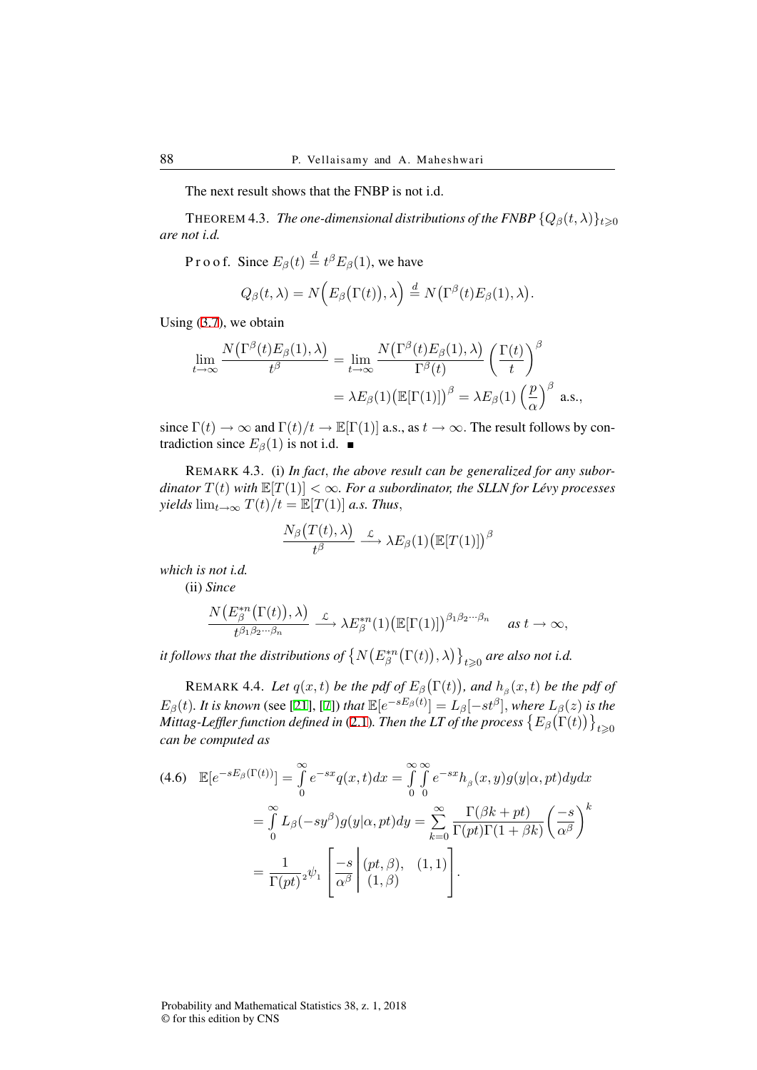The next result shows that the FNBP is not i.d.

THEOREM 4.3. *The one-dimensional distributions of the FNBP $\{Q_\beta(t,\lambda)\}_{t\geqslant 0}$ are not i.d.*

P r o o f. Since $E_\beta(t) \overset{d}{=} t^\beta E_\beta(1)$, we have

$$Q_\beta(t,\lambda) = N\Big(E_\beta\big(\Gamma(t)\big),\lambda\Big) \overset{d}{=} N\big(\Gamma^\beta(t)E_\beta(1),\lambda\big).$$

Using (3.7), we obtain

$$\begin{aligned}\lim_{t\to\infty}\frac{N\big(\Gamma^\beta(t)E_\beta(1),\lambda\big)}{t^\beta} &= \lim_{t\to\infty}\frac{N\big(\Gamma^\beta(t)E_\beta(1),\lambda\big)}{\Gamma^\beta(t)}\left(\frac{\Gamma(t)}{t}\right)^\beta \\ &= \lambda E_\beta(1)\big(\mathbb{E}[\Gamma(1)]\big)^\beta = \lambda E_\beta(1)\left(\frac{p}{\alpha}\right)^\beta \text{ a.s.,}\end{aligned}$$

since $\Gamma(t)\to\infty$ and $\Gamma(t)/t\to\mathbb{E}[\Gamma(1)]$ a.s., as $t\to\infty$. The result follows by contradiction since $E_\beta(1)$ is not i.d. ■

REMARK 4.3. (i) *In fact, the above result can be generalized for any subordinator $T(t)$ with $\mathbb{E}[T(1)]<\infty$. For a subordinator, the SLLN for Lévy processes yields $\lim_{t\to\infty}T(t)/t = \mathbb{E}[T(1)]$ a.s. Thus,*

$$\frac{N_\beta\big(T(t),\lambda\big)}{t^\beta} \xrightarrow{\mathcal{L}} \lambda E_\beta(1)\big(\mathbb{E}[T(1)]\big)^\beta$$

*which is not i.d.*

(ii) *Since*

$$\frac{N\big(E_\beta^{*n}\big(\Gamma(t)\big),\lambda\big)}{t^{\beta_1\beta_2\cdots\beta_n}} \xrightarrow{\mathcal{L}} \lambda E_\beta^{*n}(1)\big(\mathbb{E}[\Gamma(1)]\big)^{\beta_1\beta_2\cdots\beta_n} \quad \textit{as } t\to\infty,$$

*it follows that the distributions of $\big\{N\big(E_\beta^{*n}\big(\Gamma(t)\big),\lambda\big)\big\}_{t\geqslant 0}$ are also not i.d.*

REMARK 4.4. *Let $q(x,t)$ be the pdf of $E_\beta\big(\Gamma(t)\big)$, and $h_\beta(x,t)$ be the pdf of $E_\beta(t)$. It is known* (see [21], [7]) *that $\mathbb{E}[e^{-sE_\beta(t)}] = L_\beta[-st^\beta]$, where $L_\beta(z)$ is the Mittag-Leffler function defined in* (2.1). *Then the LT of the process $\big\{E_\beta\big(\Gamma(t)\big)\big\}_{t\geqslant 0}$ can be computed as*

$$\begin{aligned}(4.6)\quad \mathbb{E}[e^{-sE_\beta(\Gamma(t))}] &= \int_0^\infty e^{-sx}q(x,t)dx = \int_0^\infty\int_0^\infty e^{-sx}h_\beta(x,y)g(y|\alpha,pt)dydx \\ &= \int_0^\infty L_\beta(-sy^\beta)g(y|\alpha,pt)dy = \sum_{k=0}^\infty \frac{\Gamma(\beta k+pt)}{\Gamma(pt)\Gamma(1+\beta k)}\left(\frac{-s}{\alpha^\beta}\right)^k \\ &= \frac{1}{\Gamma(pt)}\,{}_2\psi_1\left[\frac{-s}{\alpha^\beta}\,\middle|\,\begin{matrix}(pt,\beta), & (1,1)\\ (1,\beta) & \end{matrix}\right].\end{aligned}$$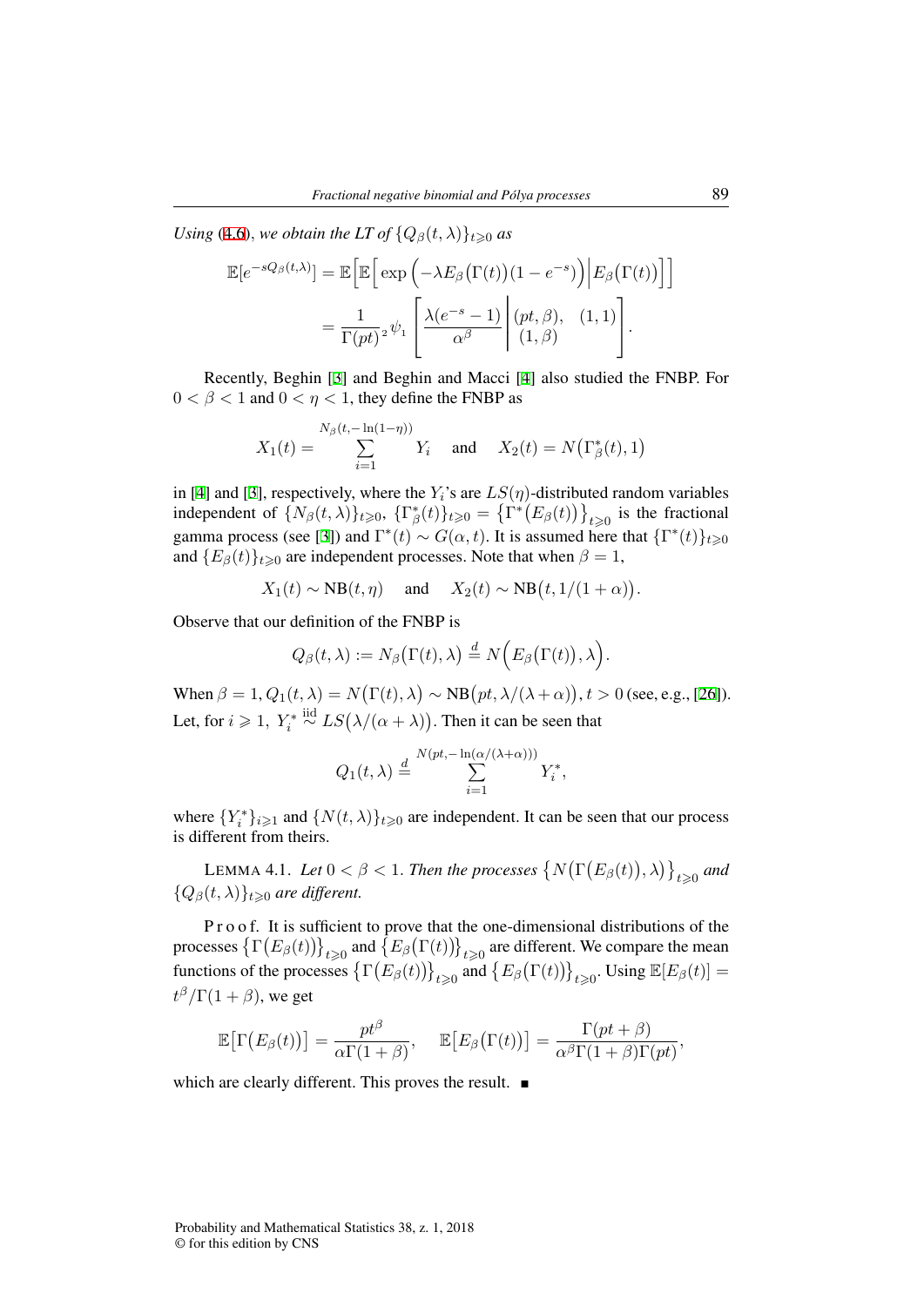*Using* (4.6), *we obtain the LT of* $\{Q_\beta(t,\lambda)\}_{t\geqslant 0}$ *as*

$$\mathbb{E}[e^{-sQ_\beta(t,\lambda)}] = \mathbb{E}\Big[\mathbb{E}\Big[\exp\Big(-\lambda E_\beta\big(\Gamma(t)\big)(1-e^{-s})\Big)\Big|E_\beta\big(\Gamma(t)\big)\Big]\Big]$$
$$= \frac{1}{\Gamma(pt)}{}_2\psi_1\left[\frac{\lambda(e^{-s}-1)}{\alpha^\beta}\left|\begin{matrix}(pt,\beta), & (1,1)\\ (1,\beta) & \end{matrix}\right.\right].$$

Recently, Beghin [3] and Beghin and Macci [4] also studied the FNBP. For $0<\beta<1$ and $0<\eta<1$, they define the FNBP as

$$X_1(t) = \sum_{i=1}^{N_\beta(t,-\ln(1-\eta))} Y_i \quad \text{and} \quad X_2(t) = N\big(\Gamma_\beta^*(t),1\big)$$

in [4] and [3], respectively, where the $Y_i$'s are $LS(\eta)$-distributed random variables independent of $\{N_\beta(t,\lambda)\}_{t\geqslant 0}$, $\{\Gamma_\beta^*(t)\}_{t\geqslant 0} = \big\{\Gamma^*\big(E_\beta(t)\big)\big\}_{t\geqslant 0}$ is the fractional gamma process (see [3]) and $\Gamma^*(t)\sim G(\alpha,t)$. It is assumed here that $\{\Gamma^*(t)\}_{t\geqslant 0}$ and $\{E_\beta(t)\}_{t\geqslant 0}$ are independent processes. Note that when $\beta=1$,

$$X_1(t)\sim \mathrm{NB}(t,\eta) \quad \text{and} \quad X_2(t)\sim \mathrm{NB}\big(t,1/(1+\alpha)\big).$$

Observe that our definition of the FNBP is

$$Q_\beta(t,\lambda) := N_\beta\big(\Gamma(t),\lambda\big) \stackrel{d}{=} N\Big(E_\beta\big(\Gamma(t)\big),\lambda\Big).$$

When $\beta=1$, $Q_1(t,\lambda) = N\big(\Gamma(t),\lambda\big)\sim \mathrm{NB}\big(pt,\lambda/(\lambda+\alpha)\big)$, $t>0$ (see, e.g., [26]). Let, for $i\geqslant 1$, $Y_i^* \stackrel{\text{iid}}{\sim} LS\big(\lambda/(\alpha+\lambda)\big)$. Then it can be seen that

$$Q_1(t,\lambda) \stackrel{d}{=} \sum_{i=1}^{N(pt,-\ln(\alpha/(\lambda+\alpha)))} Y_i^*,$$

where $\{Y_i^*\}_{i\geqslant 1}$ and $\{N(t,\lambda)\}_{t\geqslant 0}$ are independent. It can be seen that our process is different from theirs.

LEMMA 4.1. *Let* $0<\beta<1$. *Then the processes* $\big\{N\big(\Gamma\big(E_\beta(t)\big),\lambda\big)\big\}_{t\geqslant 0}$ *and* $\{Q_\beta(t,\lambda)\}_{t\geqslant 0}$ *are different.*

Proof. It is sufficient to prove that the one-dimensional distributions of the processes $\big\{\Gamma\big(E_\beta(t)\big)\big\}_{t\geqslant 0}$ and $\big\{E_\beta\big(\Gamma(t)\big)\big\}_{t\geqslant 0}$ are different. We compare the mean functions of the processes $\big\{\Gamma\big(E_\beta(t)\big)\big\}_{t\geqslant 0}$ and $\big\{E_\beta\big(\Gamma(t)\big)\big\}_{t\geqslant 0}$. Using $\mathbb{E}[E_\beta(t)] = t^\beta/\Gamma(1+\beta)$, we get

$$\mathbb{E}\big[\Gamma\big(E_\beta(t)\big)\big] = \frac{pt^\beta}{\alpha\Gamma(1+\beta)}, \quad \mathbb{E}\big[E_\beta\big(\Gamma(t)\big)\big] = \frac{\Gamma(pt+\beta)}{\alpha^\beta\Gamma(1+\beta)\Gamma(pt)},$$

which are clearly different. This proves the result. ■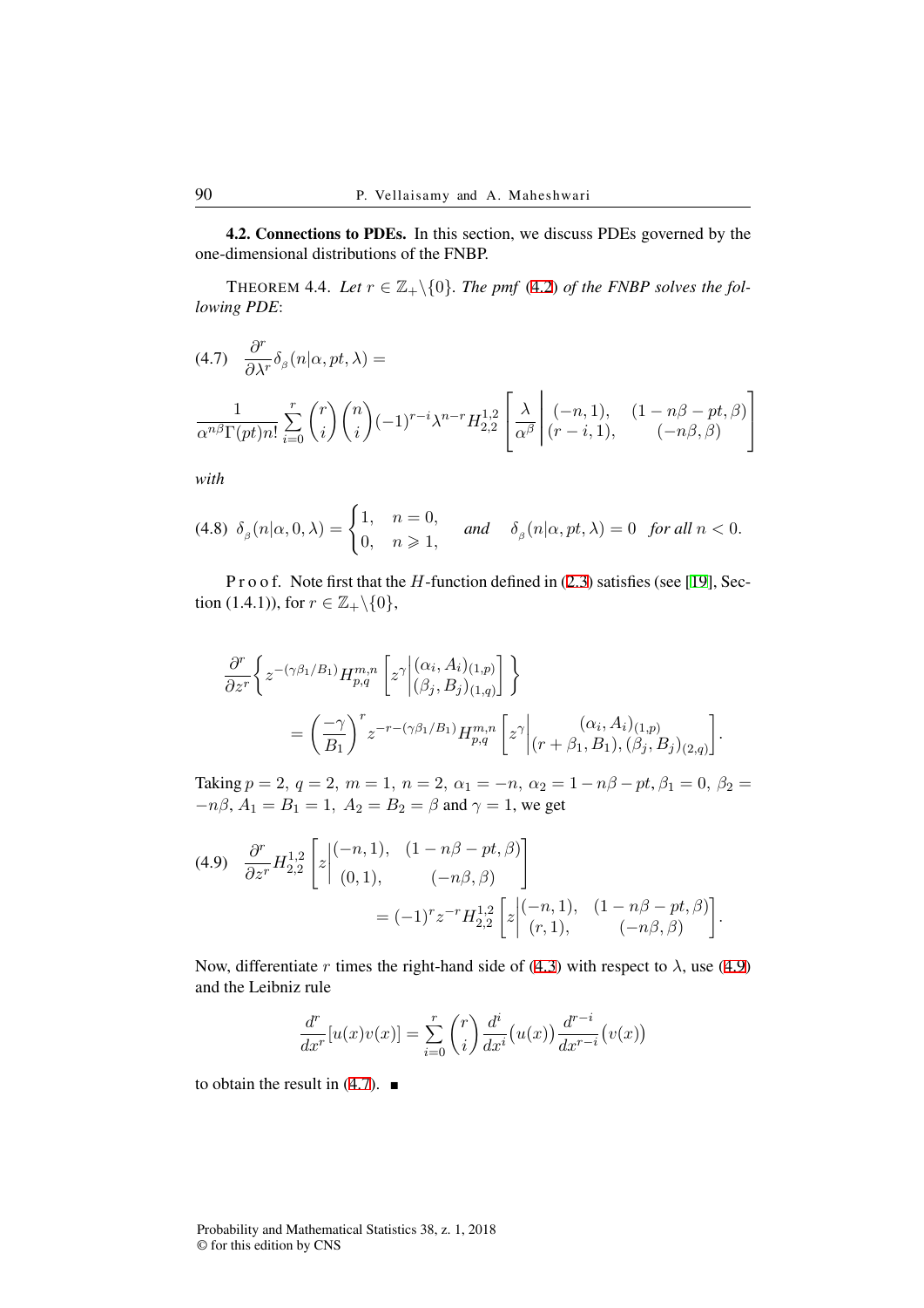**4.2. Connections to PDEs.** In this section, we discuss PDEs governed by the one-dimensional distributions of the FNBP.

THEOREM 4.4. *Let $r \in \mathbb{Z}_+ \backslash \{0\}$. The pmf (4.2) of the FNBP solves the following PDE*:

$$
(4.7) \quad \frac{\partial^r}{\partial \lambda^r} \delta_{\beta}(n|\alpha, pt, \lambda) = \frac{1}{\alpha^{n\beta}\Gamma(pt)n!} \sum_{i=0}^{r} \binom{r}{i} \binom{n}{i} (-1)^{r-i} \lambda^{n-r} H_{2,2}^{1,2} \left[ \frac{\lambda}{\alpha^{\beta}} \middle| \begin{matrix} (-n, 1), & (1 - n\beta - pt, \beta) \\ (r - i, 1), & (-n\beta, \beta) \end{matrix} \right]
$$

*with*

$$
(4.8) \quad \delta_{\beta}(n|\alpha, 0, \lambda) = \begin{cases} 1, & n = 0, \\ 0, & n \geqslant 1, \end{cases} \quad \textit{and} \quad \delta_{\beta}(n|\alpha, pt, \lambda) = 0 \quad \textit{for all } n < 0.
$$

Proof. Note first that the $H$-function defined in (2.3) satisfies (see [19], Section (1.4.1)), for $r \in \mathbb{Z}_+ \backslash \{0\}$,

$$
\frac{\partial^r}{\partial z^r} \left\{ z^{-(\gamma\beta_1/B_1)} H_{p,q}^{m,n} \left[ z^{\gamma} \middle| \begin{matrix} (\alpha_i, A_i)_{(1,p)} \\ (\beta_j, B_j)_{(1,q)} \end{matrix} \right] \right\} = \left( \frac{-\gamma}{B_1} \right)^r z^{-r-(\gamma\beta_1/B_1)} H_{p,q}^{m,n} \left[ z^{\gamma} \middle| \begin{matrix} (\alpha_i, A_i)_{(1,p)} \\ (r + \beta_1, B_1), (\beta_j, B_j)_{(2,q)} \end{matrix} \right].
$$

Taking $p = 2,\ q = 2,\ m = 1,\ n = 2,\ \alpha_1 = -n,\ \alpha_2 = 1 - n\beta - pt, \beta_1 = 0,\ \beta_2 = -n\beta,\ A_1 = B_1 = 1,\ A_2 = B_2 = \beta$ and $\gamma = 1$, we get

$$
(4.9) \quad \frac{\partial^r}{\partial z^r} H_{2,2}^{1,2} \left[ z \middle| \begin{matrix} (-n, 1), & (1 - n\beta - pt, \beta) \\ (0, 1), & (-n\beta, \beta) \end{matrix} \right] = (-1)^r z^{-r} H_{2,2}^{1,2} \left[ z \middle| \begin{matrix} (-n, 1), & (1 - n\beta - pt, \beta) \\ (r, 1), & (-n\beta, \beta) \end{matrix} \right].
$$

Now, differentiate $r$ times the right-hand side of (4.3) with respect to $\lambda$, use (4.9) and the Leibniz rule

$$
\frac{d^r}{dx^r}[u(x)v(x)] = \sum_{i=0}^{r} \binom{r}{i} \frac{d^i}{dx^i}\big(u(x)\big) \frac{d^{r-i}}{dx^{r-i}}\big(v(x)\big)
$$

to obtain the result in (4.7). ∎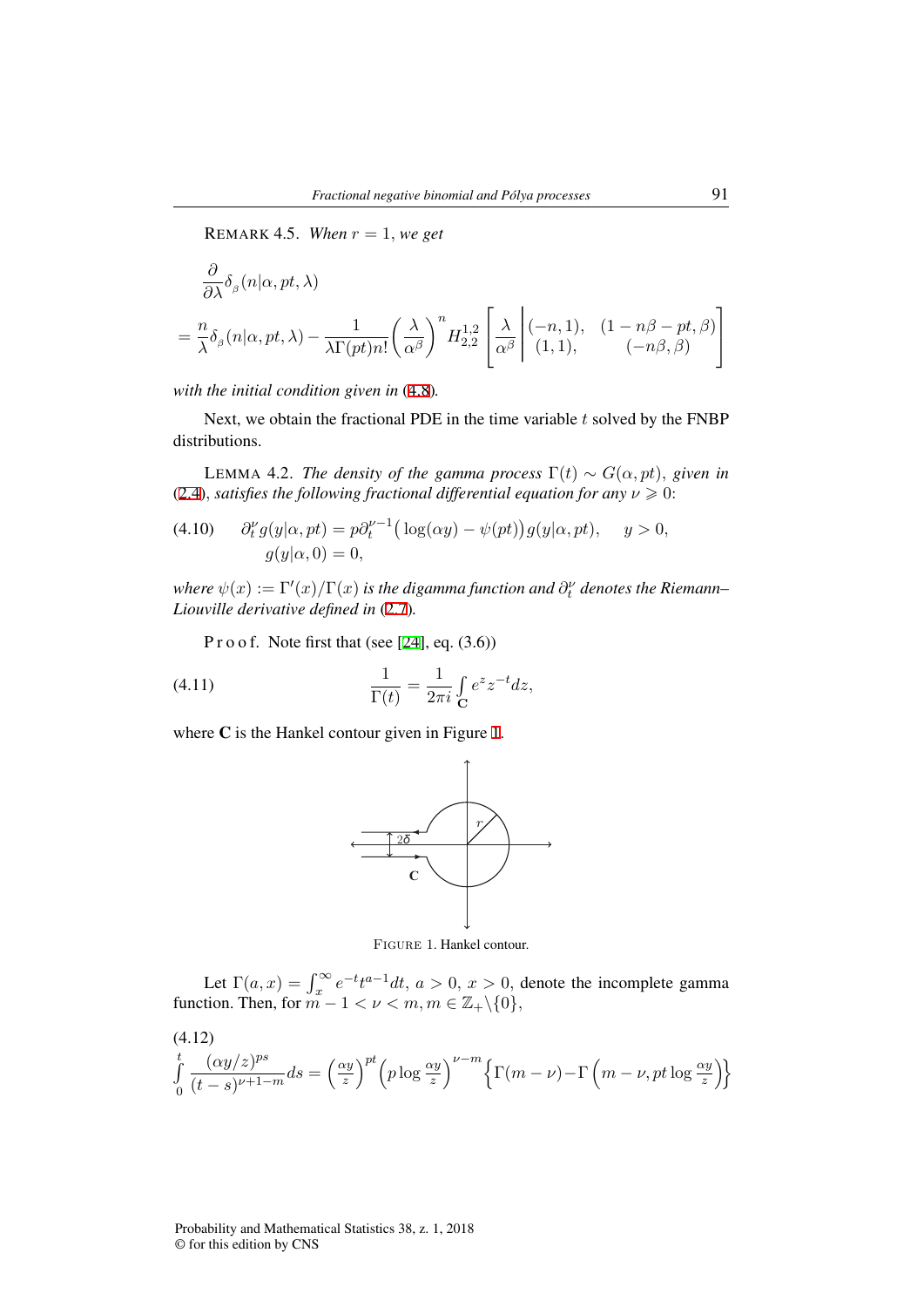REMARK 4.5. *When $r = 1$, we get*

$$\frac{\partial}{\partial \lambda}\delta_{\beta}(n|\alpha, pt, \lambda)$$
$$= \frac{n}{\lambda}\delta_{\beta}(n|\alpha, pt, \lambda) - \frac{1}{\lambda\Gamma(pt)n!}\left(\frac{\lambda}{\alpha^{\beta}}\right)^{n} H^{1,2}_{2,2}\left[\frac{\lambda}{\alpha^{\beta}}\middle| \begin{matrix}(-n,1), & (1-n\beta-pt,\beta)\\ (1,1), & (-n\beta,\beta)\end{matrix}\right]$$

*with the initial condition given in* (4.8).

Next, we obtain the fractional PDE in the time variable $t$ solved by the FNBP distributions.

LEMMA 4.2. *The density of the gamma process $\Gamma(t) \sim G(\alpha, pt)$, given in* (2.4), *satisfies the following fractional differential equation for any $\nu \geqslant 0$:*

$$\begin{aligned}(4.10)\qquad &\partial_t^{\nu} g(y|\alpha, pt) = p\partial_t^{\nu-1}\big(\log(\alpha y) - \psi(pt)\big)g(y|\alpha, pt), \quad y > 0,\\ &g(y|\alpha, 0) = 0,\end{aligned}$$

*where $\psi(x) := \Gamma'(x)/\Gamma(x)$ is the digamma function and $\partial_t^{\nu}$ denotes the Riemann–Liouville derivative defined in* (2.7).

Proof. Note first that (see [24], eq. (3.6))

$$(4.11)\qquad \frac{1}{\Gamma(t)} = \frac{1}{2\pi i}\int_{\mathbf{C}} e^{z}z^{-t}dz,$$

where **C** is the Hankel contour given in Figure 1.

FIGURE 1. Hankel contour.

Let $\Gamma(a, x) = \int_x^{\infty} e^{-t}t^{a-1}dt$, $a > 0$, $x > 0$, denote the incomplete gamma function. Then, for $m - 1 < \nu < m$, $m \in \mathbb{Z}_+\backslash\{0\}$,

$$(4.12)\qquad \int_0^t \frac{(\alpha y/z)^{ps}}{(t-s)^{\nu+1-m}}ds = \left(\tfrac{\alpha y}{z}\right)^{pt}\left(p\log\tfrac{\alpha y}{z}\right)^{\nu-m}\left\{\Gamma(m-\nu) - \Gamma\left(m-\nu, pt\log\tfrac{\alpha y}{z}\right)\right\}$$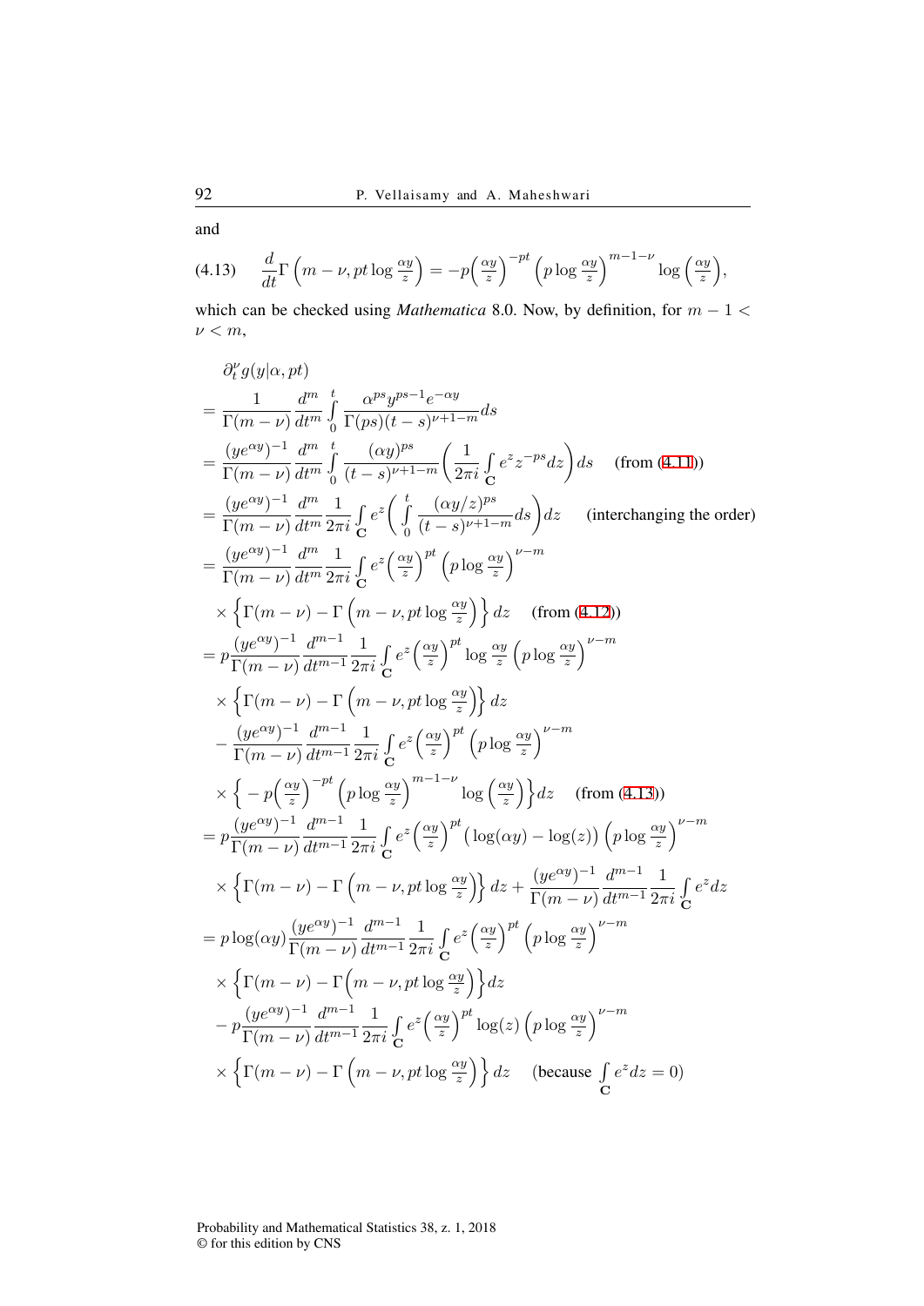and

$$
\text{(4.13)}\qquad \frac{d}{dt}\Gamma\left(m-\nu, pt\log\tfrac{\alpha y}{z}\right) = -p\left(\tfrac{\alpha y}{z}\right)^{-pt}\left(p\log\tfrac{\alpha y}{z}\right)^{m-1-\nu}\log\left(\tfrac{\alpha y}{z}\right),
$$

which can be checked using *Mathematica* 8.0. Now, by definition, for $m-1<\nu<m$,

$$
\begin{aligned}
&\partial_t^\nu g(y|\alpha, pt)\\
&= \frac{1}{\Gamma(m-\nu)}\frac{d^m}{dt^m}\int_0^t \frac{\alpha^{ps}y^{ps-1}e^{-\alpha y}}{\Gamma(ps)(t-s)^{\nu+1-m}}ds\\
&= \frac{(ye^{\alpha y})^{-1}}{\Gamma(m-\nu)}\frac{d^m}{dt^m}\int_0^t \frac{(\alpha y)^{ps}}{(t-s)^{\nu+1-m}}\left(\frac{1}{2\pi i}\int_{\mathbf{C}} e^z z^{-ps}dz\right)ds \qquad \text{(from (4.11))}\\
&= \frac{(ye^{\alpha y})^{-1}}{\Gamma(m-\nu)}\frac{d^m}{dt^m}\frac{1}{2\pi i}\int_{\mathbf{C}} e^z\left(\int_0^t \frac{(\alpha y/z)^{ps}}{(t-s)^{\nu+1-m}}ds\right)dz \qquad \text{(interchanging the order)}\\
&= \frac{(ye^{\alpha y})^{-1}}{\Gamma(m-\nu)}\frac{d^m}{dt^m}\frac{1}{2\pi i}\int_{\mathbf{C}} e^z\left(\tfrac{\alpha y}{z}\right)^{pt}\left(p\log\tfrac{\alpha y}{z}\right)^{\nu-m}\\
&\quad\times\left\{\Gamma(m-\nu)-\Gamma\left(m-\nu, pt\log\tfrac{\alpha y}{z}\right)\right\}dz \qquad \text{(from (4.12))}\\
&= p\frac{(ye^{\alpha y})^{-1}}{\Gamma(m-\nu)}\frac{d^{m-1}}{dt^{m-1}}\frac{1}{2\pi i}\int_{\mathbf{C}} e^z\left(\tfrac{\alpha y}{z}\right)^{pt}\log\tfrac{\alpha y}{z}\left(p\log\tfrac{\alpha y}{z}\right)^{\nu-m}\\
&\quad\times\left\{\Gamma(m-\nu)-\Gamma\left(m-\nu, pt\log\tfrac{\alpha y}{z}\right)\right\}dz\\
&\quad-\frac{(ye^{\alpha y})^{-1}}{\Gamma(m-\nu)}\frac{d^{m-1}}{dt^{m-1}}\frac{1}{2\pi i}\int_{\mathbf{C}} e^z\left(\tfrac{\alpha y}{z}\right)^{pt}\left(p\log\tfrac{\alpha y}{z}\right)^{\nu-m}\\
&\quad\times\left\{-p\left(\tfrac{\alpha y}{z}\right)^{-pt}\left(p\log\tfrac{\alpha y}{z}\right)^{m-1-\nu}\log\left(\tfrac{\alpha y}{z}\right)\right\}dz \qquad \text{(from (4.13))}\\
&= p\frac{(ye^{\alpha y})^{-1}}{\Gamma(m-\nu)}\frac{d^{m-1}}{dt^{m-1}}\frac{1}{2\pi i}\int_{\mathbf{C}} e^z\left(\tfrac{\alpha y}{z}\right)^{pt}\big(\log(\alpha y)-\log(z)\big)\left(p\log\tfrac{\alpha y}{z}\right)^{\nu-m}\\
&\quad\times\left\{\Gamma(m-\nu)-\Gamma\left(m-\nu, pt\log\tfrac{\alpha y}{z}\right)\right\}dz + \frac{(ye^{\alpha y})^{-1}}{\Gamma(m-\nu)}\frac{d^{m-1}}{dt^{m-1}}\frac{1}{2\pi i}\int_{\mathbf{C}} e^z dz\\
&= p\log(\alpha y)\frac{(ye^{\alpha y})^{-1}}{\Gamma(m-\nu)}\frac{d^{m-1}}{dt^{m-1}}\frac{1}{2\pi i}\int_{\mathbf{C}} e^z\left(\tfrac{\alpha y}{z}\right)^{pt}\left(p\log\tfrac{\alpha y}{z}\right)^{\nu-m}\\
&\quad\times\left\{\Gamma(m-\nu)-\Gamma\left(m-\nu, pt\log\tfrac{\alpha y}{z}\right)\right\}dz\\
&\quad-p\frac{(ye^{\alpha y})^{-1}}{\Gamma(m-\nu)}\frac{d^{m-1}}{dt^{m-1}}\frac{1}{2\pi i}\int_{\mathbf{C}} e^z\left(\tfrac{\alpha y}{z}\right)^{pt}\log(z)\left(p\log\tfrac{\alpha y}{z}\right)^{\nu-m}\\
&\quad\times\left\{\Gamma(m-\nu)-\Gamma\left(m-\nu, pt\log\tfrac{\alpha y}{z}\right)\right\}dz \qquad \left(\text{because } \int_{\mathbf{C}} e^z dz = 0\right)
\end{aligned}
$$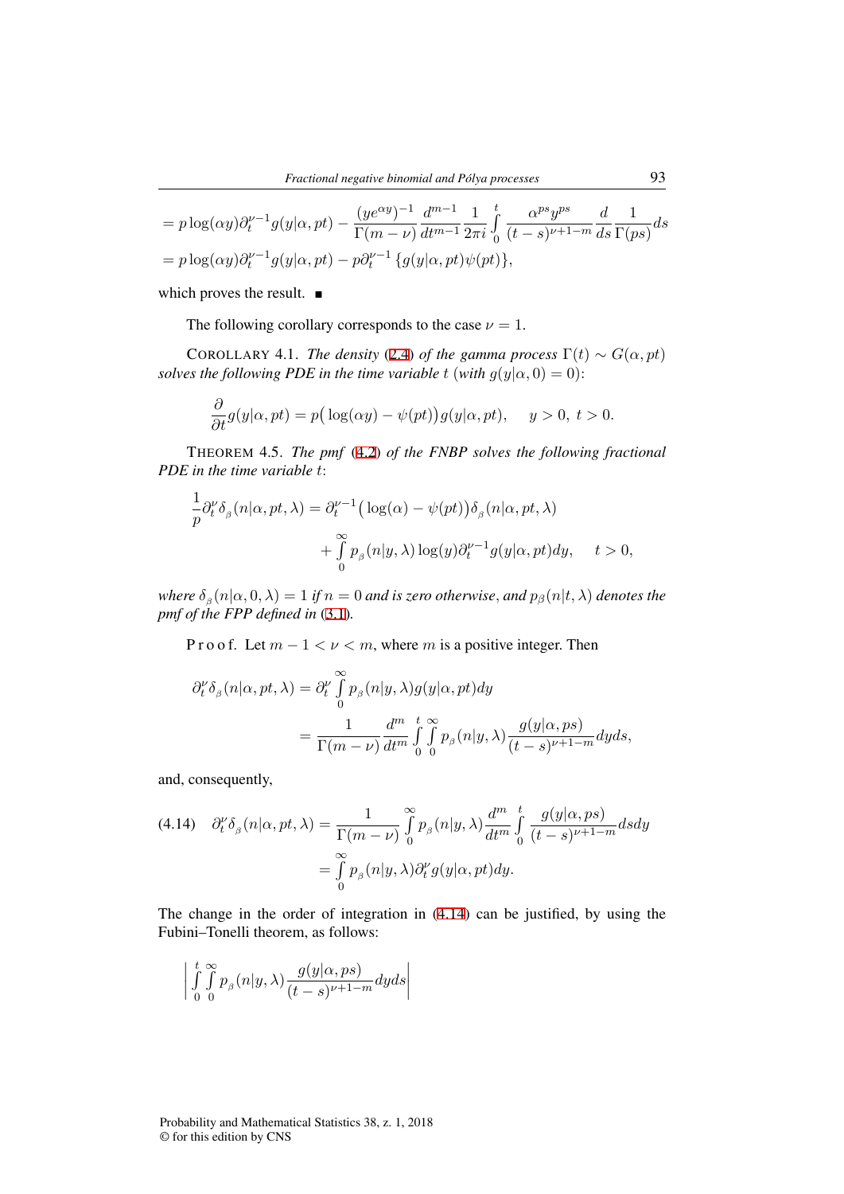$$
= p\log(\alpha y)\partial_t^{\nu-1} g(y|\alpha, pt) - \frac{(ye^{\alpha y})^{-1}}{\Gamma(m-\nu)} \frac{d^{m-1}}{dt^{m-1}} \frac{1}{2\pi i} \int_0^t \frac{\alpha^{ps} y^{ps}}{(t-s)^{\nu+1-m}} \frac{d}{ds} \frac{1}{\Gamma(ps)} ds
$$

$$
= p\log(\alpha y)\partial_t^{\nu-1} g(y|\alpha, pt) - p\partial_t^{\nu-1}\{g(y|\alpha, pt)\psi(pt)\},
$$

which proves the result. ∎

The following corollary corresponds to the case $\nu = 1$.

COROLLARY 4.1. *The density* (2.4) *of the gamma process* $\Gamma(t) \sim G(\alpha, pt)$ *solves the following PDE in the time variable* $t$ (*with* $g(y|\alpha, 0) = 0$):

$$
\frac{\partial}{\partial t} g(y|\alpha, pt) = p\big(\log(\alpha y) - \psi(pt)\big) g(y|\alpha, pt), \quad y > 0,\ t > 0.
$$

THEOREM 4.5. *The pmf* (4.2) *of the FNBP solves the following fractional PDE in the time variable* $t$:

$$
\frac{1}{p}\partial_t^{\nu}\delta_{\beta}(n|\alpha, pt, \lambda) = \partial_t^{\nu-1}\big(\log(\alpha) - \psi(pt)\big)\delta_{\beta}(n|\alpha, pt, \lambda)
$$

$$
+ \int_0^\infty p_{\beta}(n|y, \lambda)\log(y)\partial_t^{\nu-1} g(y|\alpha, pt)dy, \quad t > 0,
$$

*where* $\delta_{\beta}(n|\alpha, 0, \lambda) = 1$ *if* $n = 0$ *and is zero otherwise, and* $p_{\beta}(n|t, \lambda)$ *denotes the pmf of the FPP defined in* (3.1).

P r o o f. Let $m - 1 < \nu < m$, where $m$ is a positive integer. Then

$$
\partial_t^{\nu}\delta_{\beta}(n|\alpha, pt, \lambda) = \partial_t^{\nu}\int_0^\infty p_{\beta}(n|y, \lambda) g(y|\alpha, pt)dy
$$

$$
= \frac{1}{\Gamma(m-\nu)}\frac{d^m}{dt^m}\int_0^t\int_0^\infty p_{\beta}(n|y, \lambda)\frac{g(y|\alpha, ps)}{(t-s)^{\nu+1-m}}dyds,
$$

and, consequently,

$$
\partial_t^{\nu}\delta_{\beta}(n|\alpha, pt, \lambda) = \frac{1}{\Gamma(m-\nu)}\int_0^\infty p_{\beta}(n|y, \lambda)\frac{d^m}{dt^m}\int_0^t \frac{g(y|\alpha, ps)}{(t-s)^{\nu+1-m}}dsdy \tag{4.14}
$$

$$
= \int_0^\infty p_{\beta}(n|y, \lambda)\partial_t^{\nu} g(y|\alpha, pt)dy.
$$

The change in the order of integration in (4.14) can be justified, by using the Fubini–Tonelli theorem, as follows:

$$
\left| \int_0^t\int_0^\infty p_{\beta}(n|y, \lambda)\frac{g(y|\alpha, ps)}{(t-s)^{\nu+1-m}}dyds \right|
$$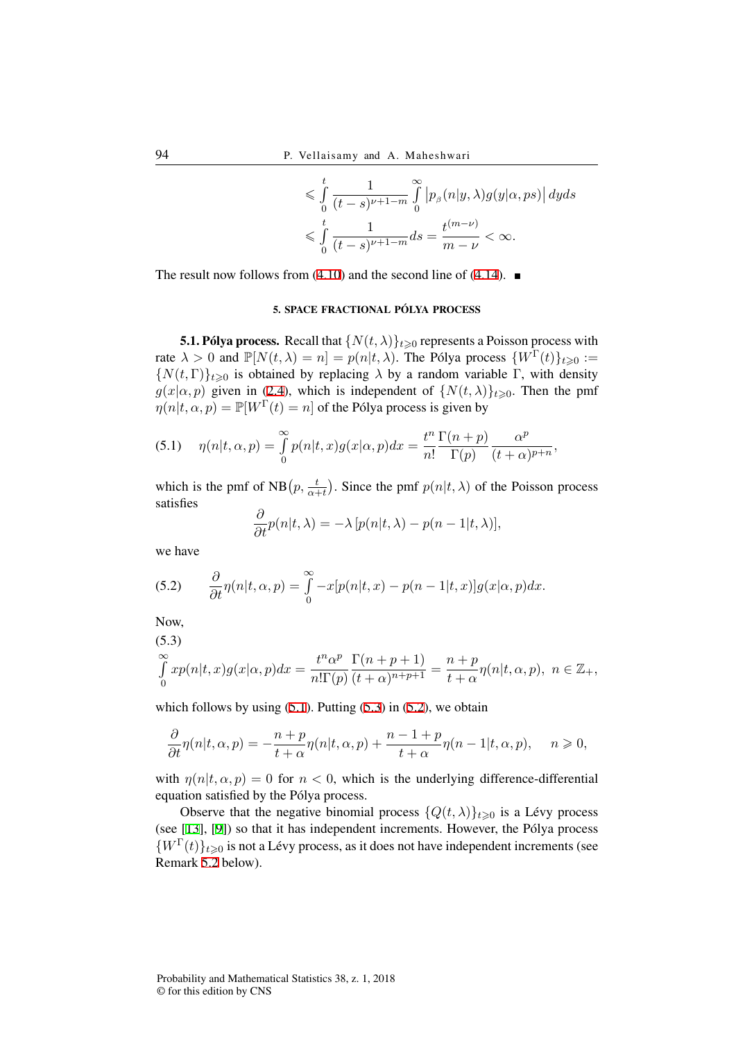$$\leqslant \int_0^t \frac{1}{(t-s)^{\nu+1-m}} \int_0^\infty \left|p_\beta(n|y,\lambda) g(y|\alpha, ps)\right| dy ds$$

$$\leqslant \int_0^t \frac{1}{(t-s)^{\nu+1-m}} ds = \frac{t^{(m-\nu)}}{m-\nu} < \infty.$$

The result now follows from (4.10) and the second line of (4.14). ■

## 5. SPACE FRACTIONAL PÓLYA PROCESS

**5.1. Pólya process.** Recall that $\{N(t,\lambda)\}_{t\geqslant 0}$ represents a Poisson process with rate $\lambda > 0$ and $\mathbb{P}[N(t,\lambda) = n] = p(n|t,\lambda)$. The Pólya process $\{W^\Gamma(t)\}_{t\geqslant 0} := \{N(t,\Gamma)\}_{t\geqslant 0}$ is obtained by replacing $\lambda$ by a random variable $\Gamma$, with density $g(x|\alpha,p)$ given in (2.4), which is independent of $\{N(t,\lambda)\}_{t\geqslant 0}$. Then the pmf $\eta(n|t,\alpha,p) = \mathbb{P}[W^\Gamma(t) = n]$ of the Pólya process is given by

$$\eta(n|t,\alpha,p) = \int_0^\infty p(n|t,x) g(x|\alpha,p) dx = \frac{t^n}{n!} \frac{\Gamma(n+p)}{\Gamma(p)} \frac{\alpha^p}{(t+\alpha)^{p+n}}, \tag{5.1}$$

which is the pmf of $\text{NB}\big(p, \frac{t}{\alpha+t}\big)$. Since the pmf $p(n|t,\lambda)$ of the Poisson process satisfies

$$\frac{\partial}{\partial t} p(n|t,\lambda) = -\lambda \left[p(n|t,\lambda) - p(n-1|t,\lambda)\right],$$

we have

$$\frac{\partial}{\partial t} \eta(n|t,\alpha,p) = \int_0^\infty -x[p(n|t,x) - p(n-1|t,x)] g(x|\alpha,p) dx. \tag{5.2}$$

Now,

$$\int_0^\infty x p(n|t,x) g(x|\alpha,p) dx = \frac{t^n \alpha^p}{n!\Gamma(p)} \frac{\Gamma(n+p+1)}{(t+\alpha)^{n+p+1}} = \frac{n+p}{t+\alpha} \eta(n|t,\alpha,p), \ n \in \mathbb{Z}_+, \tag{5.3}$$

which follows by using (5.1). Putting (5.3) in (5.2), we obtain

$$\frac{\partial}{\partial t} \eta(n|t,\alpha,p) = -\frac{n+p}{t+\alpha} \eta(n|t,\alpha,p) + \frac{n-1+p}{t+\alpha} \eta(n-1|t,\alpha,p), \quad n \geqslant 0,$$

with $\eta(n|t,\alpha,p) = 0$ for $n < 0$, which is the underlying difference-differential equation satisfied by the Pólya process.

Observe that the negative binomial process $\{Q(t,\lambda)\}_{t\geqslant 0}$ is a Lévy process (see [13], [9]) so that it has independent increments. However, the Pólya process $\{W^\Gamma(t)\}_{t\geqslant 0}$ is not a Lévy process, as it does not have independent increments (see Remark 5.2 below).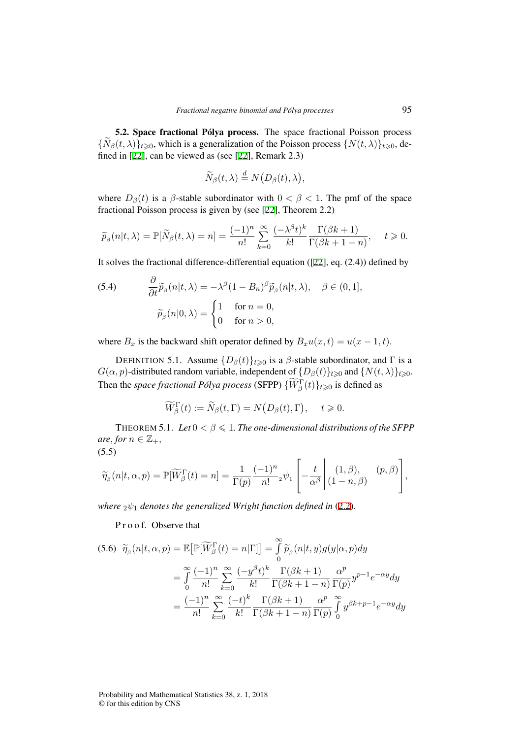**5.2. Space fractional Pólya process.** The space fractional Poisson process $\{\widetilde{N}_\beta(t,\lambda)\}_{t\geqslant 0}$, which is a generalization of the Poisson process $\{N(t,\lambda)\}_{t\geqslant 0}$, defined in [22], can be viewed as (see [22], Remark 2.3)

$$\widetilde{N}_\beta(t,\lambda) \stackrel{d}{=} N\big(D_\beta(t),\lambda\big),$$

where $D_\beta(t)$ is a $\beta$-stable subordinator with $0<\beta<1$. The pmf of the space fractional Poisson process is given by (see [22], Theorem 2.2)

$$\widetilde{p}_\beta(n|t,\lambda) = \mathbb{P}[\widetilde{N}_\beta(t,\lambda)=n] = \frac{(-1)^n}{n!}\sum_{k=0}^{\infty}\frac{(-\lambda^\beta t)^k}{k!}\frac{\Gamma(\beta k+1)}{\Gamma(\beta k+1-n)}, \quad t\geqslant 0.$$

It solves the fractional difference-differential equation ([22], eq. (2.4)) defined by

$$\tag{5.4} \begin{aligned} &\frac{\partial}{\partial t}\widetilde{p}_\beta(n|t,\lambda) = -\lambda^\beta(1-B_n)^\beta \widetilde{p}_\beta(n|t,\lambda), \quad \beta\in(0,1],\\ &\widetilde{p}_\beta(n|0,\lambda) = \begin{cases} 1 & \text{for } n=0,\\ 0 & \text{for } n>0, \end{cases} \end{aligned}$$

where $B_x$ is the backward shift operator defined by $B_x u(x,t) = u(x-1,t)$.

DEFINITION 5.1. Assume $\{D_\beta(t)\}_{t\geqslant 0}$ is a $\beta$-stable subordinator, and $\Gamma$ is a $G(\alpha,p)$-distributed random variable, independent of $\{D_\beta(t)\}_{t\geqslant 0}$ and $\{N(t,\lambda)\}_{t\geqslant 0}$. Then the *space fractional Pólya process* (SFPP) $\{\widetilde{W}_\beta^\Gamma(t)\}_{t\geqslant 0}$ is defined as

$$\widetilde{W}_\beta^\Gamma(t) := \widetilde{N}_\beta(t,\Gamma) = N\big(D_\beta(t),\Gamma\big), \quad t\geqslant 0.$$

THEOREM 5.1. *Let $0<\beta\leqslant 1$. The one-dimensional distributions of the SFPP are, for $n\in\mathbb{Z}_+$,*

$$\tag{5.5} \widetilde{\eta}_\beta(n|t,\alpha,p) = \mathbb{P}[\widetilde{W}_\beta^\Gamma(t)=n] = \frac{1}{\Gamma(p)}\frac{(-1)^n}{n!}\,{}_2\psi_1\left[-\frac{t}{\alpha^\beta}\,\middle|\, \begin{matrix}(1,\beta), & (p,\beta)\\ (1-n,\beta) & \end{matrix}\right],$$

*where ${}_2\psi_1$ denotes the generalized Wright function defined in* (2.2)*.*

Proof. Observe that

$$\tag{5.6} \begin{aligned} \widetilde{\eta}_\beta(n|t,\alpha,p) &= \mathbb{E}\big[\mathbb{P}[\widetilde{W}_\beta^\Gamma(t)=n|\Gamma]\big] = \int_0^\infty \widetilde{p}_\beta(n|t,y)g(y|\alpha,p)dy\\ &= \int_0^\infty \frac{(-1)^n}{n!}\sum_{k=0}^{\infty}\frac{(-y^\beta t)^k}{k!}\frac{\Gamma(\beta k+1)}{\Gamma(\beta k+1-n)}\frac{\alpha^p}{\Gamma(p)}y^{p-1}e^{-\alpha y}dy\\ &= \frac{(-1)^n}{n!}\sum_{k=0}^{\infty}\frac{(-t)^k}{k!}\frac{\Gamma(\beta k+1)}{\Gamma(\beta k+1-n)}\frac{\alpha^p}{\Gamma(p)}\int_0^\infty y^{\beta k+p-1}e^{-\alpha y}dy \end{aligned}$$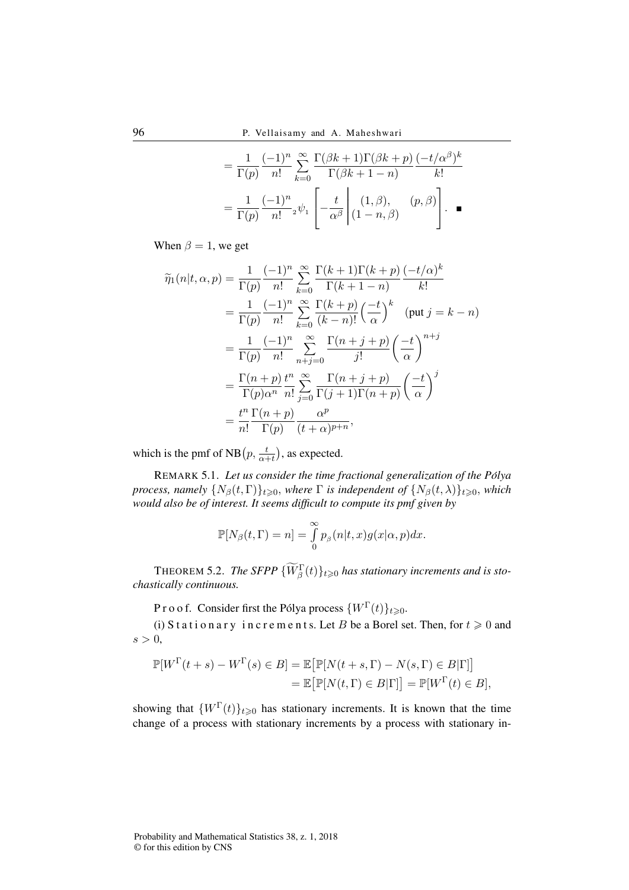$$= \frac{1}{\Gamma(p)} \frac{(-1)^n}{n!} \sum_{k=0}^{\infty} \frac{\Gamma(\beta k+1)\Gamma(\beta k+p)}{\Gamma(\beta k+1-n)} \frac{(-t/\alpha^\beta)^k}{k!}$$

$$= \frac{1}{\Gamma(p)} \frac{(-1)^n}{n!} {}_2\psi_1 \left[ -\frac{t}{\alpha^\beta} \middle| \begin{matrix} (1,\beta), & (p,\beta) \\ (1-n,\beta) & \end{matrix} \right]. \quad \blacksquare$$

When $\beta = 1$, we get

$$\begin{aligned}
\widetilde{\eta}_1(n|t,\alpha,p) &= \frac{1}{\Gamma(p)} \frac{(-1)^n}{n!} \sum_{k=0}^{\infty} \frac{\Gamma(k+1)\Gamma(k+p)}{\Gamma(k+1-n)} \frac{(-t/\alpha)^k}{k!} \\
&= \frac{1}{\Gamma(p)} \frac{(-1)^n}{n!} \sum_{k=0}^{\infty} \frac{\Gamma(k+p)}{(k-n)!} \Big(\frac{-t}{\alpha}\Big)^k \quad (\text{put } j = k-n) \\
&= \frac{1}{\Gamma(p)} \frac{(-1)^n}{n!} \sum_{n+j=0}^{\infty} \frac{\Gamma(n+j+p)}{j!} \Big(\frac{-t}{\alpha}\Big)^{n+j} \\
&= \frac{\Gamma(n+p)}{\Gamma(p)\alpha^n} \frac{t^n}{n!} \sum_{j=0}^{\infty} \frac{\Gamma(n+j+p)}{\Gamma(j+1)\Gamma(n+p)} \Big(\frac{-t}{\alpha}\Big)^j \\
&= \frac{t^n}{n!} \frac{\Gamma(n+p)}{\Gamma(p)} \frac{\alpha^p}{(t+\alpha)^{p+n}},
\end{aligned}$$

which is the pmf of $\text{NB}\big(p, \frac{t}{\alpha+t}\big)$, as expected.

REMARK 5.1. *Let us consider the time fractional generalization of the Pólya process, namely $\{N_\beta(t,\Gamma)\}_{t\geqslant 0}$, where $\Gamma$ is independent of $\{N_\beta(t,\lambda)\}_{t\geqslant 0}$, which would also be of interest. It seems difficult to compute its pmf given by*

$$\mathbb{P}[N_\beta(t,\Gamma) = n] = \int_0^\infty p_\beta(n|t,x) g(x|\alpha,p) dx.$$

THEOREM 5.2. *The SFPP $\{\widetilde{W}^\Gamma_\beta(t)\}_{t\geqslant 0}$ has stationary increments and is stochastically continuous.*

Proof. Consider first the Pólya process $\{W^\Gamma(t)\}_{t\geqslant 0}$.

(i) Stationary increments. Let $B$ be a Borel set. Then, for $t \geqslant 0$ and $s > 0$,

$$\begin{aligned}
\mathbb{P}[W^\Gamma(t+s) - W^\Gamma(s) \in B] &= \mathbb{E}\big[\mathbb{P}[N(t+s,\Gamma) - N(s,\Gamma) \in B|\Gamma]\big] \\
&= \mathbb{E}\big[\mathbb{P}[N(t,\Gamma) \in B|\Gamma]\big] = \mathbb{P}[W^\Gamma(t) \in B],
\end{aligned}$$

showing that $\{W^\Gamma(t)\}_{t\geqslant 0}$ has stationary increments. It is known that the time change of a process with stationary increments by a process with stationary in-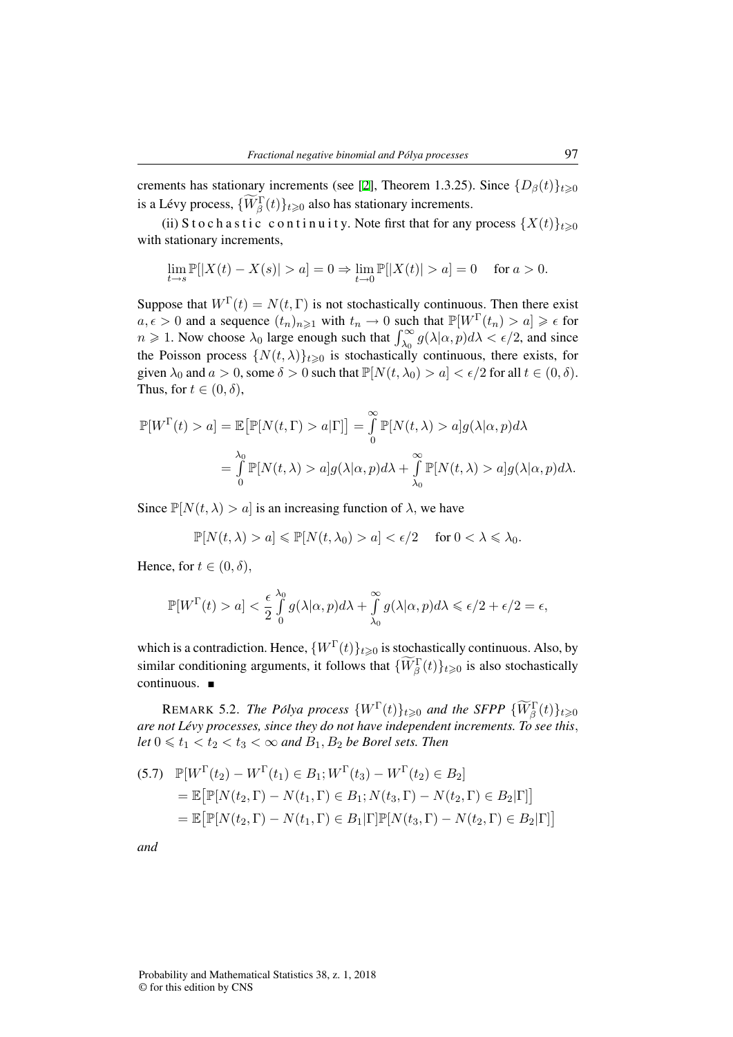crements has stationary increments (see [2], Theorem 1.3.25). Since $\{D_\beta(t)\}_{t\geqslant 0}$ is a Lévy process, $\{\widetilde{W}_\beta^\Gamma(t)\}_{t\geqslant 0}$ also has stationary increments.

(ii) Stochastic continuity. Note first that for any process $\{X(t)\}_{t\geqslant 0}$ with stationary increments,

$$\lim_{t\to s}\mathbb{P}[|X(t)-X(s)|>a]=0 \Rightarrow \lim_{t\to 0}\mathbb{P}[|X(t)|>a]=0 \quad \text{for } a>0.$$

Suppose that $W^\Gamma(t)=N(t,\Gamma)$ is not stochastically continuous. Then there exist $a,\epsilon>0$ and a sequence $(t_n)_{n\geqslant 1}$ with $t_n\to 0$ such that $\mathbb{P}[W^\Gamma(t_n)>a]\geqslant\epsilon$ for $n\geqslant 1$. Now choose $\lambda_0$ large enough such that $\int_{\lambda_0}^{\infty}g(\lambda|\alpha,p)d\lambda<\epsilon/2$, and since the Poisson process $\{N(t,\lambda)\}_{t\geqslant 0}$ is stochastically continuous, there exists, for given $\lambda_0$ and $a>0$, some $\delta>0$ such that $\mathbb{P}[N(t,\lambda_0)>a]<\epsilon/2$ for all $t\in(0,\delta)$. Thus, for $t\in(0,\delta)$,

$$\begin{aligned}\mathbb{P}[W^\Gamma(t)>a]&=\mathbb{E}\big[\mathbb{P}[N(t,\Gamma)>a|\Gamma]\big]=\int_0^\infty\mathbb{P}[N(t,\lambda)>a]g(\lambda|\alpha,p)d\lambda\\&=\int_0^{\lambda_0}\mathbb{P}[N(t,\lambda)>a]g(\lambda|\alpha,p)d\lambda+\int_{\lambda_0}^{\infty}\mathbb{P}[N(t,\lambda)>a]g(\lambda|\alpha,p)d\lambda.\end{aligned}$$

Since $\mathbb{P}[N(t,\lambda)>a]$ is an increasing function of $\lambda$, we have

$$\mathbb{P}[N(t,\lambda)>a]\leqslant\mathbb{P}[N(t,\lambda_0)>a]<\epsilon/2 \quad \text{for } 0<\lambda\leqslant\lambda_0.$$

Hence, for $t\in(0,\delta)$,

$$\mathbb{P}[W^\Gamma(t)>a]<\frac{\epsilon}{2}\int_0^{\lambda_0}g(\lambda|\alpha,p)d\lambda+\int_{\lambda_0}^{\infty}g(\lambda|\alpha,p)d\lambda\leqslant\epsilon/2+\epsilon/2=\epsilon,$$

which is a contradiction. Hence, $\{W^\Gamma(t)\}_{t\geqslant 0}$ is stochastically continuous. Also, by similar conditioning arguments, it follows that $\{\widetilde{W}_\beta^\Gamma(t)\}_{t\geqslant 0}$ is also stochastically continuous. ∎

REMARK 5.2. *The Pólya process $\{W^\Gamma(t)\}_{t\geqslant 0}$ and the SFPP $\{\widetilde{W}_\beta^\Gamma(t)\}_{t\geqslant 0}$ are not Lévy processes, since they do not have independent increments. To see this, let $0\leqslant t_1<t_2<t_3<\infty$ and $B_1,B_2$ be Borel sets. Then*

$$\begin{aligned}(5.7)\quad &\mathbb{P}[W^\Gamma(t_2)-W^\Gamma(t_1)\in B_1;W^\Gamma(t_3)-W^\Gamma(t_2)\in B_2]\\&=\mathbb{E}\big[\mathbb{P}[N(t_2,\Gamma)-N(t_1,\Gamma)\in B_1;N(t_3,\Gamma)-N(t_2,\Gamma)\in B_2|\Gamma]\big]\\&=\mathbb{E}\big[\mathbb{P}[N(t_2,\Gamma)-N(t_1,\Gamma)\in B_1|\Gamma]\mathbb{P}[N(t_3,\Gamma)-N(t_2,\Gamma)\in B_2|\Gamma]\big]\end{aligned}$$

*and*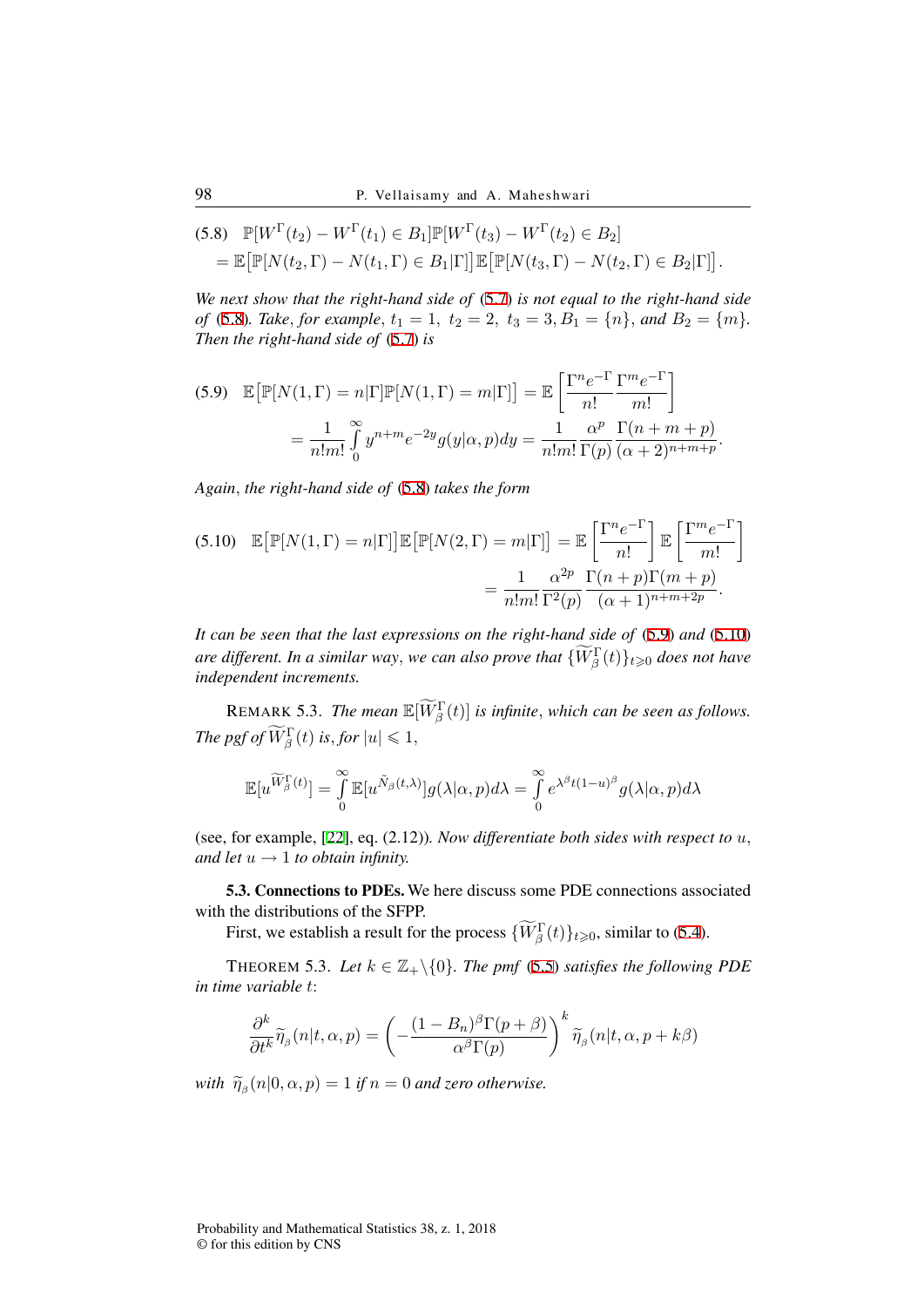$$
\begin{aligned}
(5.8)\quad & \mathbb{P}[W^{\Gamma}(t_2) - W^{\Gamma}(t_1) \in B_1]\mathbb{P}[W^{\Gamma}(t_3) - W^{\Gamma}(t_2) \in B_2] \\
&= \mathbb{E}\big[\mathbb{P}[N(t_2, \Gamma) - N(t_1, \Gamma) \in B_1|\Gamma]\big]\mathbb{E}\big[\mathbb{P}[N(t_3, \Gamma) - N(t_2, \Gamma) \in B_2|\Gamma]\big].
\end{aligned}
$$

*We next show that the right-hand side of* (5.7) *is not equal to the right-hand side of* (5.8). *Take, for example,* $t_1 = 1,\ t_2 = 2,\ t_3 = 3, B_1 = \{n\}$, *and* $B_2 = \{m\}$. *Then the right-hand side of* (5.7) *is*

$$
\begin{aligned}
(5.9)\quad \mathbb{E}\big[\mathbb{P}[N(1, \Gamma) = n|\Gamma]\mathbb{P}[N(1, \Gamma) = m|\Gamma]\big] &= \mathbb{E}\left[\frac{\Gamma^n e^{-\Gamma}}{n!}\frac{\Gamma^m e^{-\Gamma}}{m!}\right] \\
&= \frac{1}{n!m!}\int_0^\infty y^{n+m}e^{-2y}g(y|\alpha, p)dy = \frac{1}{n!m!}\frac{\alpha^p}{\Gamma(p)}\frac{\Gamma(n+m+p)}{(\alpha+2)^{n+m+p}}.
\end{aligned}
$$

*Again, the right-hand side of* (5.8) *takes the form*

$$
\begin{aligned}
(5.10)\quad \mathbb{E}\big[\mathbb{P}[N(1, \Gamma) = n|\Gamma]\big]\mathbb{E}\big[\mathbb{P}[N(2, \Gamma) = m|\Gamma]\big] &= \mathbb{E}\left[\frac{\Gamma^n e^{-\Gamma}}{n!}\right]\mathbb{E}\left[\frac{\Gamma^m e^{-\Gamma}}{m!}\right] \\
&= \frac{1}{n!m!}\frac{\alpha^{2p}}{\Gamma^2(p)}\frac{\Gamma(n+p)\Gamma(m+p)}{(\alpha+1)^{n+m+2p}}.
\end{aligned}
$$

*It can be seen that the last expressions on the right-hand side of* (5.9) *and* (5.10) *are different. In a similar way, we can also prove that* $\{\widetilde{W}_\beta^\Gamma(t)\}_{t \geqslant 0}$ *does not have independent increments.*

REMARK 5.3. *The mean* $\mathbb{E}[\widetilde{W}_\beta^\Gamma(t)]$ *is infinite, which can be seen as follows. The pgf of* $\widetilde{W}_\beta^\Gamma(t)$ *is, for* $|u| \leqslant 1$,

$$
\mathbb{E}[u^{\widetilde{W}_\beta^\Gamma(t)}] = \int_0^\infty \mathbb{E}[u^{\tilde{N}_\beta(t,\lambda)}]g(\lambda|\alpha, p)d\lambda = \int_0^\infty e^{\lambda^\beta t(1-u)^\beta}g(\lambda|\alpha, p)d\lambda
$$

(see, for example, [22], eq. (2.12)). *Now differentiate both sides with respect to* $u$, *and let* $u \to 1$ *to obtain infinity.*

**5.3. Connections to PDEs.** We here discuss some PDE connections associated with the distributions of the SFPP.

First, we establish a result for the process $\{\widetilde{W}_\beta^\Gamma(t)\}_{t \geqslant 0}$, similar to (5.4).

THEOREM 5.3. *Let* $k \in \mathbb{Z}_+\backslash\{0\}$. *The pmf* (5.5) *satisfies the following PDE in time variable* $t$:

$$
\frac{\partial^k}{\partial t^k}\widetilde{\eta}_\beta(n|t, \alpha, p) = \left(-\frac{(1-B_n)^\beta\Gamma(p+\beta)}{\alpha^\beta\Gamma(p)}\right)^k \widetilde{\eta}_\beta(n|t, \alpha, p+k\beta)
$$

*with* $\widetilde{\eta}_\beta(n|0, \alpha, p) = 1$ *if* $n = 0$ *and zero otherwise.*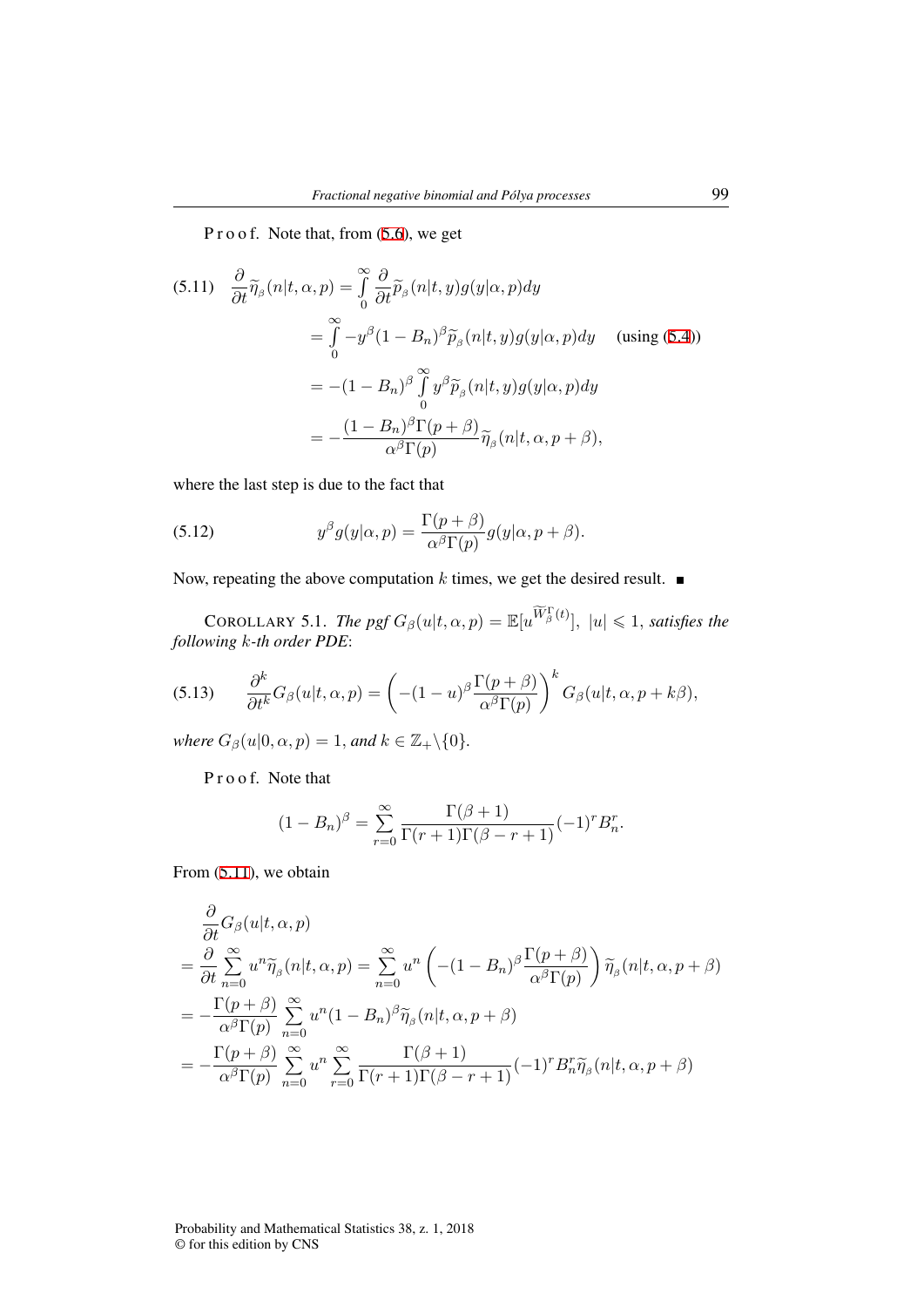P r o o f. Note that, from (5.6), we get

$$
\begin{aligned}
(5.11)\quad \frac{\partial}{\partial t}\widetilde{\eta}_{\beta}(n|t,\alpha,p) &= \int_0^\infty \frac{\partial}{\partial t}\widetilde{p}_{\beta}(n|t,y)g(y|\alpha,p)dy \\
&= \int_0^\infty -y^{\beta}(1-B_n)^{\beta}\widetilde{p}_{\beta}(n|t,y)g(y|\alpha,p)dy \quad \text{(using (5.4))} \\
&= -(1-B_n)^{\beta}\int_0^\infty y^{\beta}\widetilde{p}_{\beta}(n|t,y)g(y|\alpha,p)dy \\
&= -\frac{(1-B_n)^{\beta}\Gamma(p+\beta)}{\alpha^{\beta}\Gamma(p)}\widetilde{\eta}_{\beta}(n|t,\alpha,p+\beta),
\end{aligned}
$$

where the last step is due to the fact that

$$
(5.12)\qquad y^{\beta}g(y|\alpha,p) = \frac{\Gamma(p+\beta)}{\alpha^{\beta}\Gamma(p)}g(y|\alpha,p+\beta).
$$

Now, repeating the above computation $k$ times, we get the desired result. ∎

COROLLARY 5.1. *The pgf* $G_{\beta}(u|t,\alpha,p) = \mathbb{E}[u^{\widetilde{W}_{\beta}^{\Gamma}(t)}],\ |u| \leqslant 1$, *satisfies the following* $k$*-th order PDE*:

$$
(5.13)\qquad \frac{\partial^k}{\partial t^k}G_{\beta}(u|t,\alpha,p) = \left(-(1-u)^{\beta}\frac{\Gamma(p+\beta)}{\alpha^{\beta}\Gamma(p)}\right)^k G_{\beta}(u|t,\alpha,p+k\beta),
$$

*where* $G_{\beta}(u|0,\alpha,p) = 1$, *and* $k \in \mathbb{Z}_+\backslash\{0\}$.

P r o o f. Note that

$$
(1-B_n)^{\beta} = \sum_{r=0}^{\infty}\frac{\Gamma(\beta+1)}{\Gamma(r+1)\Gamma(\beta-r+1)}(-1)^r B_n^r.
$$

From (5.11), we obtain

$$
\begin{aligned}
&\frac{\partial}{\partial t}G_{\beta}(u|t,\alpha,p) \\
&= \frac{\partial}{\partial t}\sum_{n=0}^{\infty}u^n\widetilde{\eta}_{\beta}(n|t,\alpha,p) = \sum_{n=0}^{\infty}u^n\left(-(1-B_n)^{\beta}\frac{\Gamma(p+\beta)}{\alpha^{\beta}\Gamma(p)}\right)\widetilde{\eta}_{\beta}(n|t,\alpha,p+\beta) \\
&= -\frac{\Gamma(p+\beta)}{\alpha^{\beta}\Gamma(p)}\sum_{n=0}^{\infty}u^n(1-B_n)^{\beta}\widetilde{\eta}_{\beta}(n|t,\alpha,p+\beta) \\
&= -\frac{\Gamma(p+\beta)}{\alpha^{\beta}\Gamma(p)}\sum_{n=0}^{\infty}u^n\sum_{r=0}^{\infty}\frac{\Gamma(\beta+1)}{\Gamma(r+1)\Gamma(\beta-r+1)}(-1)^r B_n^r\widetilde{\eta}_{\beta}(n|t,\alpha,p+\beta)
\end{aligned}
$$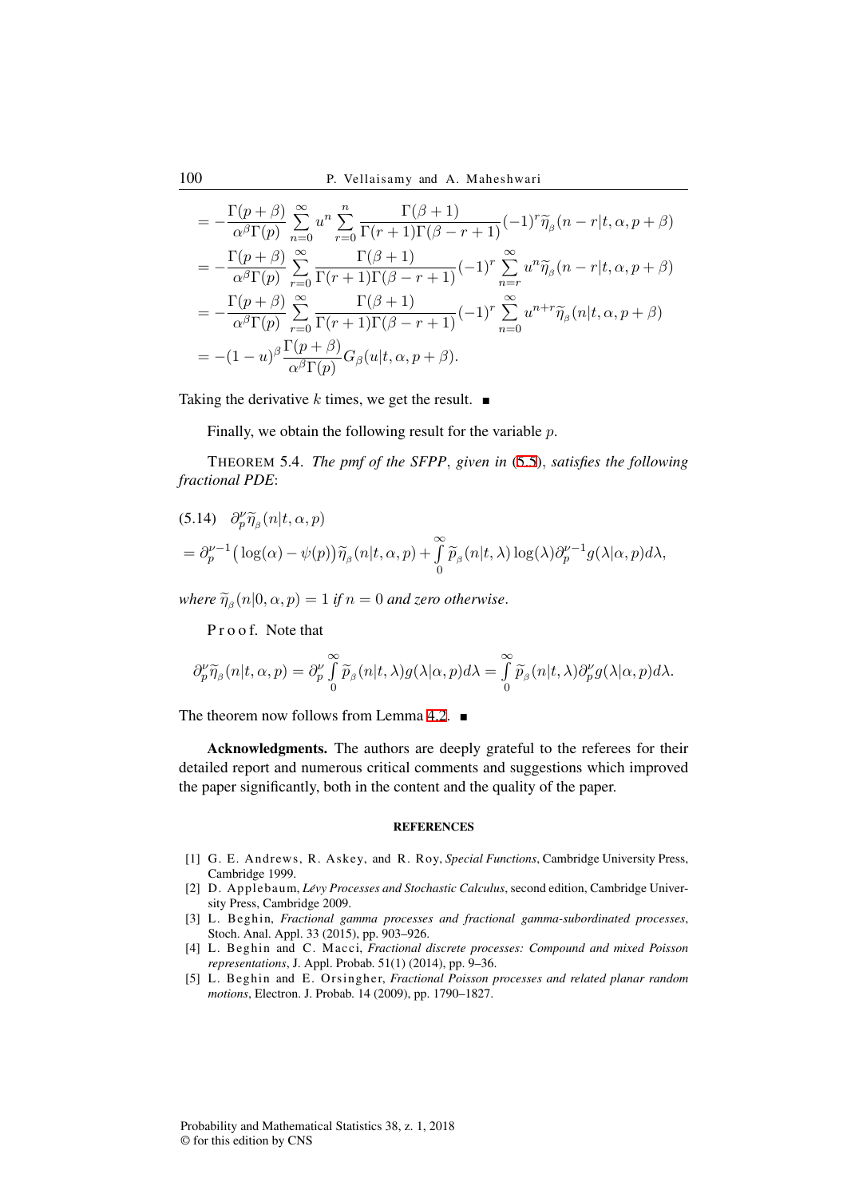$$
\begin{aligned}
&= -\frac{\Gamma(p+\beta)}{\alpha^\beta \Gamma(p)} \sum_{n=0}^{\infty} u^n \sum_{r=0}^{n} \frac{\Gamma(\beta+1)}{\Gamma(r+1)\Gamma(\beta-r+1)} (-1)^r \widetilde{\eta}_{\beta}(n-r|t,\alpha,p+\beta) \\
&= -\frac{\Gamma(p+\beta)}{\alpha^\beta \Gamma(p)} \sum_{r=0}^{\infty} \frac{\Gamma(\beta+1)}{\Gamma(r+1)\Gamma(\beta-r+1)} (-1)^r \sum_{n=r}^{\infty} u^n \widetilde{\eta}_{\beta}(n-r|t,\alpha,p+\beta) \\
&= -\frac{\Gamma(p+\beta)}{\alpha^\beta \Gamma(p)} \sum_{r=0}^{\infty} \frac{\Gamma(\beta+1)}{\Gamma(r+1)\Gamma(\beta-r+1)} (-1)^r \sum_{n=0}^{\infty} u^{n+r} \widetilde{\eta}_{\beta}(n|t,\alpha,p+\beta) \\
&= -(1-u)^\beta \frac{\Gamma(p+\beta)}{\alpha^\beta \Gamma(p)} G_\beta(u|t,\alpha,p+\beta).
\end{aligned}
$$

Taking the derivative $k$ times, we get the result. ∎

Finally, we obtain the following result for the variable $p$.

THEOREM 5.4. *The pmf of the SFPP, given in* (5.5), *satisfies the following fractional PDE*:

(5.14)
$$
\begin{aligned}
&\partial_p^\nu \widetilde{\eta}_\beta(n|t,\alpha,p) \\
&= \partial_p^{\nu-1}\big(\log(\alpha) - \psi(p)\big)\widetilde{\eta}_\beta(n|t,\alpha,p) + \int_0^\infty \widetilde{p}_\beta(n|t,\lambda)\log(\lambda)\partial_p^{\nu-1} g(\lambda|\alpha,p)\,d\lambda,
\end{aligned}
$$

*where* $\widetilde{\eta}_\beta(n|0,\alpha,p) = 1$ *if* $n = 0$ *and zero otherwise*.

Proof. Note that

$$
\partial_p^\nu \widetilde{\eta}_\beta(n|t,\alpha,p) = \partial_p^\nu \int_0^\infty \widetilde{p}_\beta(n|t,\lambda) g(\lambda|\alpha,p)\,d\lambda = \int_0^\infty \widetilde{p}_\beta(n|t,\lambda)\partial_p^\nu g(\lambda|\alpha,p)\,d\lambda.
$$

The theorem now follows from Lemma 4.2. ∎

**Acknowledgments.** The authors are deeply grateful to the referees for their detailed report and numerous critical comments and suggestions which improved the paper significantly, both in the content and the quality of the paper.

## REFERENCES

[1] G. E. Andrews, R. Askey, and R. Roy, *Special Functions*, Cambridge University Press, Cambridge 1999.

[2] D. Applebaum, *Lévy Processes and Stochastic Calculus*, second edition, Cambridge University Press, Cambridge 2009.

[3] L. Beghin, *Fractional gamma processes and fractional gamma-subordinated processes*, Stoch. Anal. Appl. 33 (2015), pp. 903–926.

[4] L. Beghin and C. Macci, *Fractional discrete processes: Compound and mixed Poisson representations*, J. Appl. Probab. 51(1) (2014), pp. 9–36.

[5] L. Beghin and E. Orsingher, *Fractional Poisson processes and related planar random motions*, Electron. J. Probab. 14 (2009), pp. 1790–1827.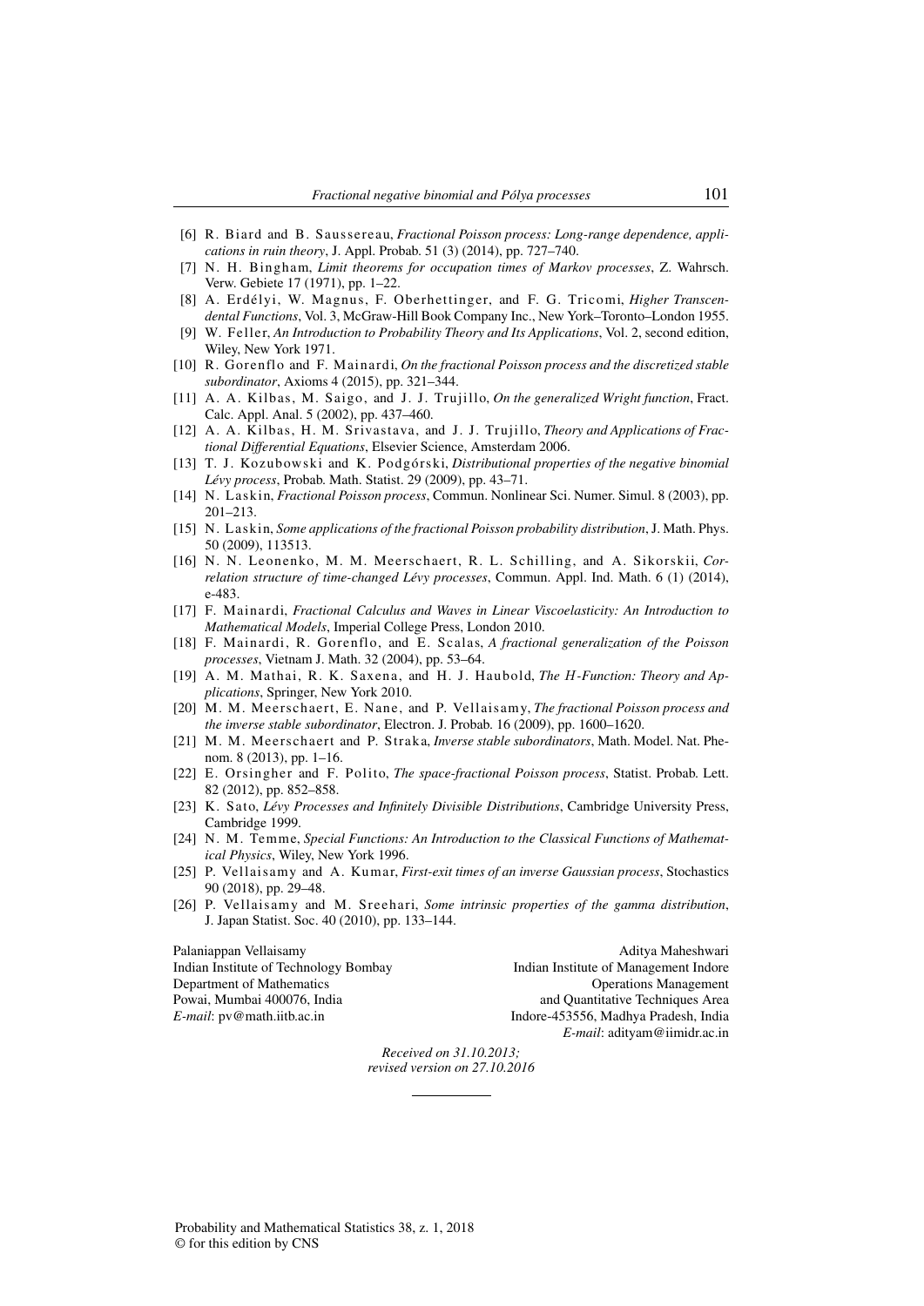[6] R. Biard and B. Saussereau, *Fractional Poisson process: Long-range dependence, applications in ruin theory*, J. Appl. Probab. 51 (3) (2014), pp. 727–740.

[7] N. H. Bingham, *Limit theorems for occupation times of Markov processes*, Z. Wahrsch. Verw. Gebiete 17 (1971), pp. 1–22.

[8] A. Erdélyi, W. Magnus, F. Oberhettinger, and F. G. Tricomi, *Higher Transcendental Functions*, Vol. 3, McGraw-Hill Book Company Inc., New York–Toronto–London 1955.

[9] W. Feller, *An Introduction to Probability Theory and Its Applications*, Vol. 2, second edition, Wiley, New York 1971.

[10] R. Gorenflo and F. Mainardi, *On the fractional Poisson process and the discretized stable subordinator*, Axioms 4 (2015), pp. 321–344.

[11] A. A. Kilbas, M. Saigo, and J. J. Trujillo, *On the generalized Wright function*, Fract. Calc. Appl. Anal. 5 (2002), pp. 437–460.

[12] A. A. Kilbas, H. M. Srivastava, and J. J. Trujillo, *Theory and Applications of Fractional Differential Equations*, Elsevier Science, Amsterdam 2006.

[13] T. J. Kozubowski and K. Podgórski, *Distributional properties of the negative binomial Lévy process*, Probab. Math. Statist. 29 (2009), pp. 43–71.

[14] N. Laskin, *Fractional Poisson process*, Commun. Nonlinear Sci. Numer. Simul. 8 (2003), pp. 201–213.

[15] N. Laskin, *Some applications of the fractional Poisson probability distribution*, J. Math. Phys. 50 (2009), 113513.

[16] N. N. Leonenko, M. M. Meerschaert, R. L. Schilling, and A. Sikorskii, *Correlation structure of time-changed Lévy processes*, Commun. Appl. Ind. Math. 6 (1) (2014), e-483.

[17] F. Mainardi, *Fractional Calculus and Waves in Linear Viscoelasticity: An Introduction to Mathematical Models*, Imperial College Press, London 2010.

[18] F. Mainardi, R. Gorenflo, and E. Scalas, *A fractional generalization of the Poisson processes*, Vietnam J. Math. 32 (2004), pp. 53–64.

[19] A. M. Mathai, R. K. Saxena, and H. J. Haubold, *The $H$-Function: Theory and Applications*, Springer, New York 2010.

[20] M. M. Meerschaert, E. Nane, and P. Vellaisamy, *The fractional Poisson process and the inverse stable subordinator*, Electron. J. Probab. 16 (2009), pp. 1600–1620.

[21] M. M. Meerschaert and P. Straka, *Inverse stable subordinators*, Math. Model. Nat. Phenom. 8 (2013), pp. 1–16.

[22] E. Orsingher and F. Polito, *The space-fractional Poisson process*, Statist. Probab. Lett. 82 (2012), pp. 852–858.

[23] K. Sato, *Lévy Processes and Infinitely Divisible Distributions*, Cambridge University Press, Cambridge 1999.

[24] N. M. Temme, *Special Functions: An Introduction to the Classical Functions of Mathematical Physics*, Wiley, New York 1996.

[25] P. Vellaisamy and A. Kumar, *First-exit times of an inverse Gaussian process*, Stochastics 90 (2018), pp. 29–48.

[26] P. Vellaisamy and M. Sreehari, *Some intrinsic properties of the gamma distribution*, J. Japan Statist. Soc. 40 (2010), pp. 133–144.

Palaniappan Vellaisamy
Indian Institute of Technology Bombay
Department of Mathematics
Powai, Mumbai 400076, India
*E-mail*: pv@math.iitb.ac.in

Aditya Maheshwari
Indian Institute of Management Indore
Operations Management
and Quantitative Techniques Area
Indore-453556, Madhya Pradesh, India
*E-mail*: adityam@iimidr.ac.in

*Received on 31.10.2013;*
*revised version on 27.10.2016*